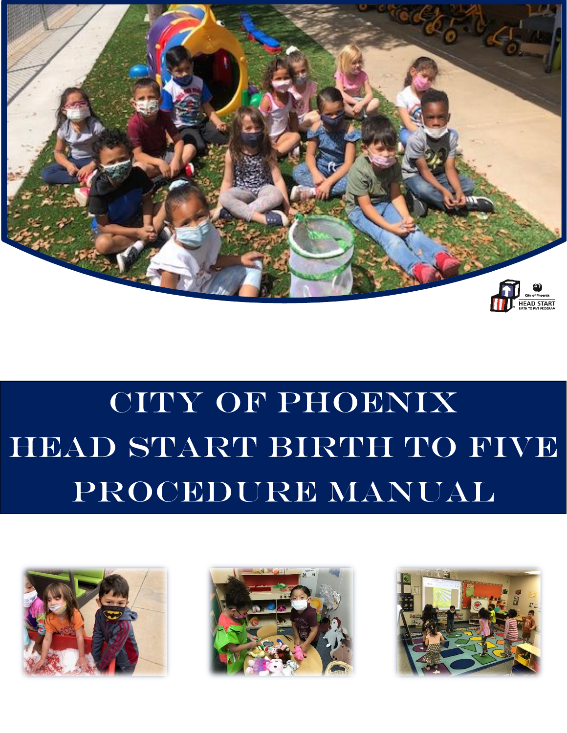# CITY OF PHOENIX
# HEAD START BIRTH TO FIVE
# PROCEDURE MANUAL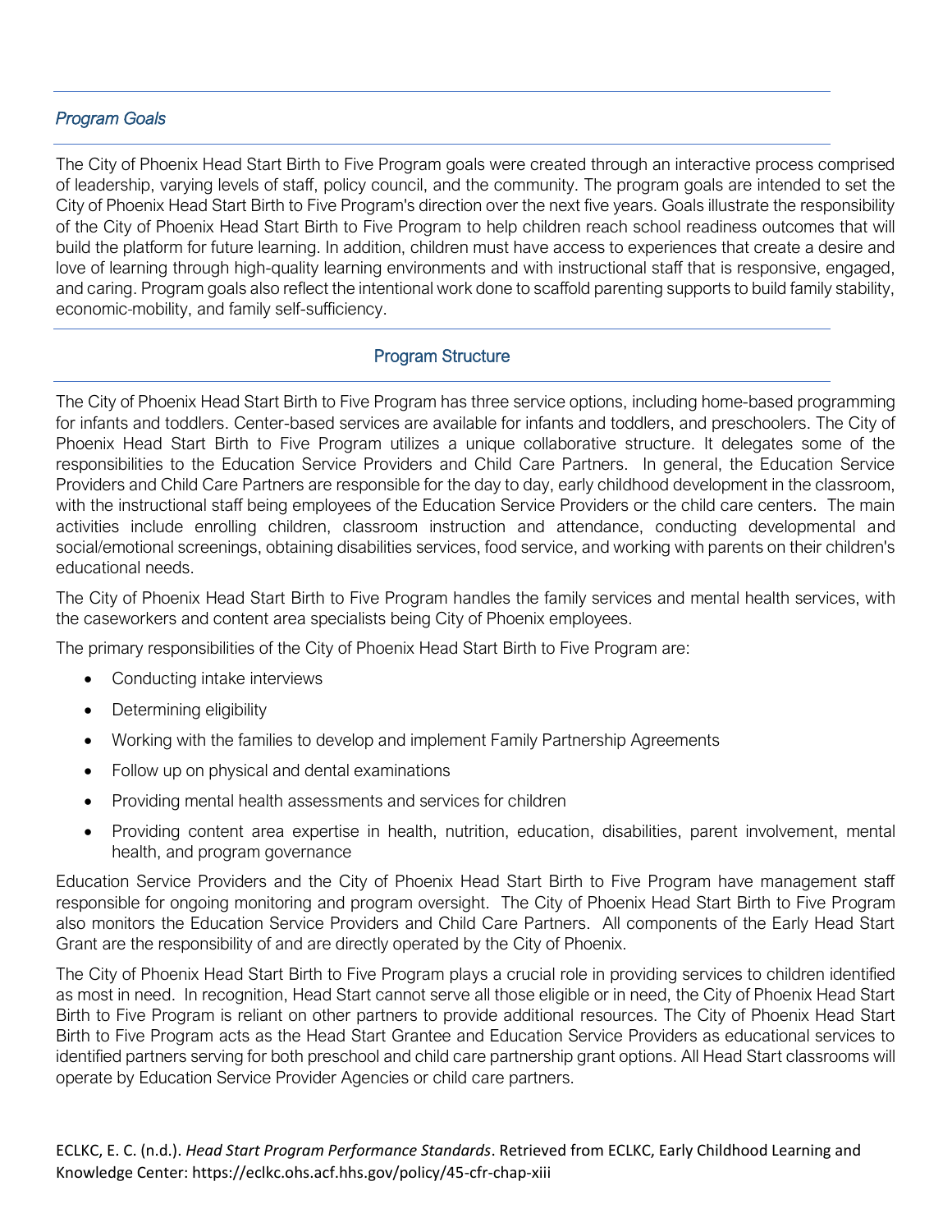## *Program Goals*

The City of Phoenix Head Start Birth to Five Program goals were created through an interactive process comprised of leadership, varying levels of staff, policy council, and the community. The program goals are intended to set the City of Phoenix Head Start Birth to Five Program's direction over the next five years. Goals illustrate the responsibility of the City of Phoenix Head Start Birth to Five Program to help children reach school readiness outcomes that will build the platform for future learning. In addition, children must have access to experiences that create a desire and love of learning through high-quality learning environments and with instructional staff that is responsive, engaged, and caring. Program goals also reflect the intentional work done to scaffold parenting supports to build family stability, economic-mobility, and family self-sufficiency.

## Program Structure

The City of Phoenix Head Start Birth to Five Program has three service options, including home-based programming for infants and toddlers. Center-based services are available for infants and toddlers, and preschoolers. The City of Phoenix Head Start Birth to Five Program utilizes a unique collaborative structure. It delegates some of the responsibilities to the Education Service Providers and Child Care Partners. In general, the Education Service Providers and Child Care Partners are responsible for the day to day, early childhood development in the classroom, with the instructional staff being employees of the Education Service Providers or the child care centers. The main activities include enrolling children, classroom instruction and attendance, conducting developmental and social/emotional screenings, obtaining disabilities services, food service, and working with parents on their children's educational needs.

The City of Phoenix Head Start Birth to Five Program handles the family services and mental health services, with the caseworkers and content area specialists being City of Phoenix employees.

The primary responsibilities of the City of Phoenix Head Start Birth to Five Program are:

- Conducting intake interviews
- Determining eligibility
- Working with the families to develop and implement Family Partnership Agreements
- Follow up on physical and dental examinations
- Providing mental health assessments and services for children
- Providing content area expertise in health, nutrition, education, disabilities, parent involvement, mental health, and program governance

Education Service Providers and the City of Phoenix Head Start Birth to Five Program have management staff responsible for ongoing monitoring and program oversight. The City of Phoenix Head Start Birth to Five Program also monitors the Education Service Providers and Child Care Partners. All components of the Early Head Start Grant are the responsibility of and are directly operated by the City of Phoenix.

The City of Phoenix Head Start Birth to Five Program plays a crucial role in providing services to children identified as most in need. In recognition, Head Start cannot serve all those eligible or in need, the City of Phoenix Head Start Birth to Five Program is reliant on other partners to provide additional resources. The City of Phoenix Head Start Birth to Five Program acts as the Head Start Grantee and Education Service Providers as educational services to identified partners serving for both preschool and child care partnership grant options. All Head Start classrooms will operate by Education Service Provider Agencies or child care partners.

ECLKC, E. C. (n.d.). *Head Start Program Performance Standards*. Retrieved from ECLKC, Early Childhood Learning and Knowledge Center: https://eclkc.ohs.acf.hhs.gov/policy/45-cfr-chap-xiii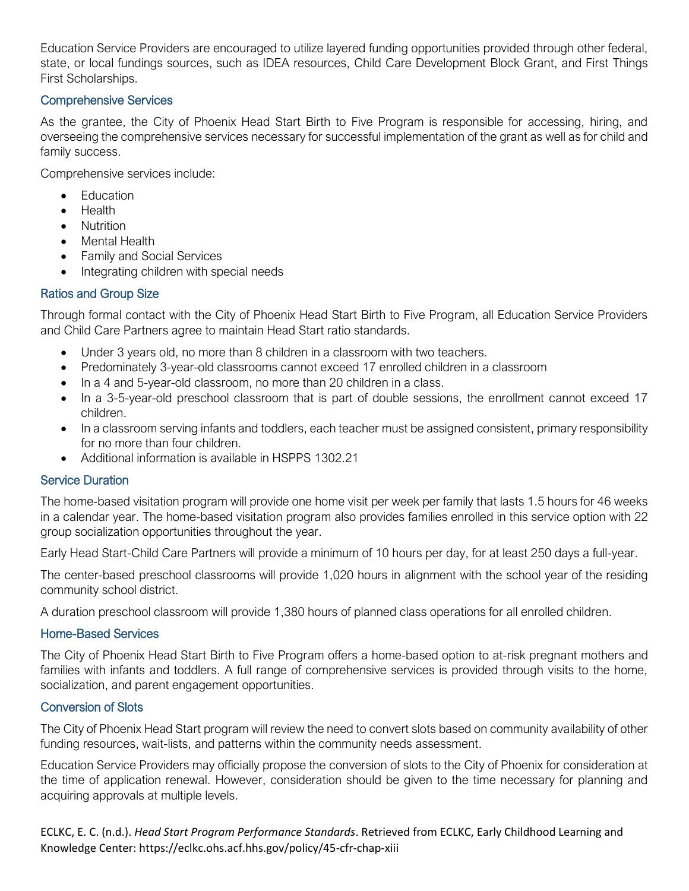Education Service Providers are encouraged to utilize layered funding opportunities provided through other federal, state, or local fundings sources, such as IDEA resources, Child Care Development Block Grant, and First Things First Scholarships.

### Comprehensive Services

As the grantee, the City of Phoenix Head Start Birth to Five Program is responsible for accessing, hiring, and overseeing the comprehensive services necessary for successful implementation of the grant as well as for child and family success.

Comprehensive services include:

- Education
- Health
- Nutrition
- Mental Health
- Family and Social Services
- Integrating children with special needs

### Ratios and Group Size

Through formal contact with the City of Phoenix Head Start Birth to Five Program, all Education Service Providers and Child Care Partners agree to maintain Head Start ratio standards.

- Under 3 years old, no more than 8 children in a classroom with two teachers.
- Predominately 3-year-old classrooms cannot exceed 17 enrolled children in a classroom
- In a 4 and 5-year-old classroom, no more than 20 children in a class.
- In a 3-5-year-old preschool classroom that is part of double sessions, the enrollment cannot exceed 17 children.
- In a classroom serving infants and toddlers, each teacher must be assigned consistent, primary responsibility for no more than four children.
- Additional information is available in HSPPS 1302.21

### Service Duration

The home-based visitation program will provide one home visit per week per family that lasts 1.5 hours for 46 weeks in a calendar year. The home-based visitation program also provides families enrolled in this service option with 22 group socialization opportunities throughout the year.

Early Head Start-Child Care Partners will provide a minimum of 10 hours per day, for at least 250 days a full-year.

The center-based preschool classrooms will provide 1,020 hours in alignment with the school year of the residing community school district.

A duration preschool classroom will provide 1,380 hours of planned class operations for all enrolled children.

### Home-Based Services

The City of Phoenix Head Start Birth to Five Program offers a home-based option to at-risk pregnant mothers and families with infants and toddlers. A full range of comprehensive services is provided through visits to the home, socialization, and parent engagement opportunities.

### Conversion of Slots

The City of Phoenix Head Start program will review the need to convert slots based on community availability of other funding resources, wait-lists, and patterns within the community needs assessment.

Education Service Providers may officially propose the conversion of slots to the City of Phoenix for consideration at the time of application renewal. However, consideration should be given to the time necessary for planning and acquiring approvals at multiple levels.

ECLKC, E. C. (n.d.). *Head Start Program Performance Standards*. Retrieved from ECLKC, Early Childhood Learning and Knowledge Center: https://eclkc.ohs.acf.hhs.gov/policy/45-cfr-chap-xiii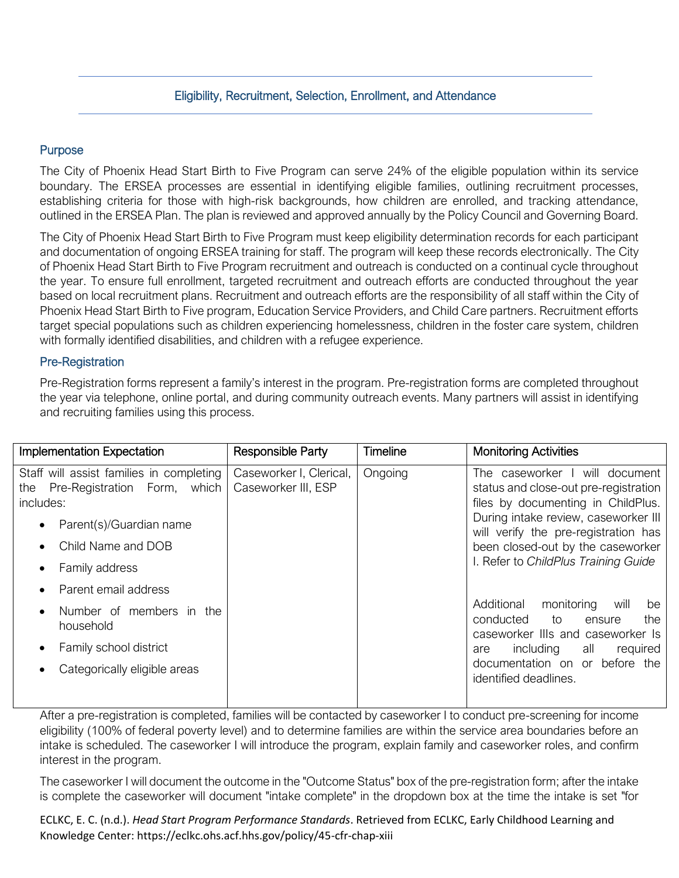## Eligibility, Recruitment, Selection, Enrollment, and Attendance

### Purpose

The City of Phoenix Head Start Birth to Five Program can serve 24% of the eligible population within its service boundary. The ERSEA processes are essential in identifying eligible families, outlining recruitment processes, establishing criteria for those with high-risk backgrounds, how children are enrolled, and tracking attendance, outlined in the ERSEA Plan. The plan is reviewed and approved annually by the Policy Council and Governing Board.

The City of Phoenix Head Start Birth to Five Program must keep eligibility determination records for each participant and documentation of ongoing ERSEA training for staff. The program will keep these records electronically. The City of Phoenix Head Start Birth to Five Program recruitment and outreach is conducted on a continual cycle throughout the year. To ensure full enrollment, targeted recruitment and outreach efforts are conducted throughout the year based on local recruitment plans. Recruitment and outreach efforts are the responsibility of all staff within the City of Phoenix Head Start Birth to Five program, Education Service Providers, and Child Care partners. Recruitment efforts target special populations such as children experiencing homelessness, children in the foster care system, children with formally identified disabilities, and children with a refugee experience.

### Pre-Registration

Pre-Registration forms represent a family's interest in the program. Pre-registration forms are completed throughout the year via telephone, online portal, and during community outreach events. Many partners will assist in identifying and recruiting families using this process.

| Implementation Expectation | Responsible Party | Timeline | Monitoring Activities |
|---|---|---|---|
| Staff will assist families in completing the Pre-Registration Form, which includes:<br>• Parent(s)/Guardian name<br>• Child Name and DOB<br>• Family address<br>• Parent email address<br>• Number of members in the household<br>• Family school district<br>• Categorically eligible areas | Caseworker I, Clerical, Caseworker III, ESP | Ongoing | The caseworker I will document status and close-out pre-registration files by documenting in ChildPlus. During intake review, caseworker III will verify the pre-registration has been closed-out by the caseworker I. Refer to *ChildPlus Training Guide*<br><br>Additional monitoring will be conducted to ensure the caseworker IIIs and caseworker Is are including all required documentation on or before the identified deadlines. |

After a pre-registration is completed, families will be contacted by caseworker I to conduct pre-screening for income eligibility (100% of federal poverty level) and to determine families are within the service area boundaries before an intake is scheduled. The caseworker I will introduce the program, explain family and caseworker roles, and confirm interest in the program.

The caseworker I will document the outcome in the "Outcome Status" box of the pre-registration form; after the intake is complete the caseworker will document "intake complete" in the dropdown box at the time the intake is set "for

ECLKC, E. C. (n.d.). *Head Start Program Performance Standards*. Retrieved from ECLKC, Early Childhood Learning and Knowledge Center: https://eclkc.ohs.acf.hhs.gov/policy/45-cfr-chap-xiii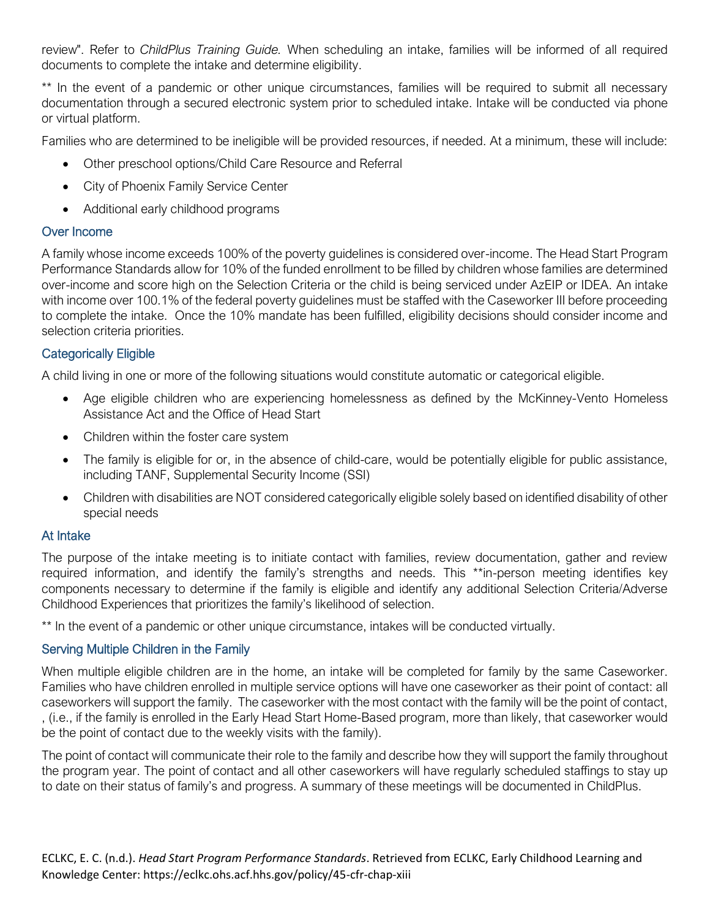review". Refer to *ChildPlus Training Guide.* When scheduling an intake, families will be informed of all required documents to complete the intake and determine eligibility.

** In the event of a pandemic or other unique circumstances, families will be required to submit all necessary documentation through a secured electronic system prior to scheduled intake. Intake will be conducted via phone or virtual platform.

Families who are determined to be ineligible will be provided resources, if needed. At a minimum, these will include:

- Other preschool options/Child Care Resource and Referral
- City of Phoenix Family Service Center
- Additional early childhood programs

### Over Income

A family whose income exceeds 100% of the poverty guidelines is considered over-income. The Head Start Program Performance Standards allow for 10% of the funded enrollment to be filled by children whose families are determined over-income and score high on the Selection Criteria or the child is being serviced under AzEIP or IDEA. An intake with income over 100.1% of the federal poverty guidelines must be staffed with the Caseworker III before proceeding to complete the intake. Once the 10% mandate has been fulfilled, eligibility decisions should consider income and selection criteria priorities.

### Categorically Eligible

A child living in one or more of the following situations would constitute automatic or categorical eligible.

- Age eligible children who are experiencing homelessness as defined by the McKinney-Vento Homeless Assistance Act and the Office of Head Start
- Children within the foster care system
- The family is eligible for or, in the absence of child-care, would be potentially eligible for public assistance, including TANF, Supplemental Security Income (SSI)
- Children with disabilities are NOT considered categorically eligible solely based on identified disability of other special needs

### At Intake

The purpose of the intake meeting is to initiate contact with families, review documentation, gather and review required information, and identify the family's strengths and needs. This **in-person meeting identifies key components necessary to determine if the family is eligible and identify any additional Selection Criteria/Adverse Childhood Experiences that prioritizes the family's likelihood of selection.

** In the event of a pandemic or other unique circumstance, intakes will be conducted virtually.

### Serving Multiple Children in the Family

When multiple eligible children are in the home, an intake will be completed for family by the same Caseworker. Families who have children enrolled in multiple service options will have one caseworker as their point of contact: all caseworkers will support the family. The caseworker with the most contact with the family will be the point of contact, , (i.e., if the family is enrolled in the Early Head Start Home-Based program, more than likely, that caseworker would be the point of contact due to the weekly visits with the family).

The point of contact will communicate their role to the family and describe how they will support the family throughout the program year. The point of contact and all other caseworkers will have regularly scheduled staffings to stay up to date on their status of family's and progress. A summary of these meetings will be documented in ChildPlus.

ECLKC, E. C. (n.d.). *Head Start Program Performance Standards*. Retrieved from ECLKC, Early Childhood Learning and Knowledge Center: https://eclkc.ohs.acf.hhs.gov/policy/45-cfr-chap-xiii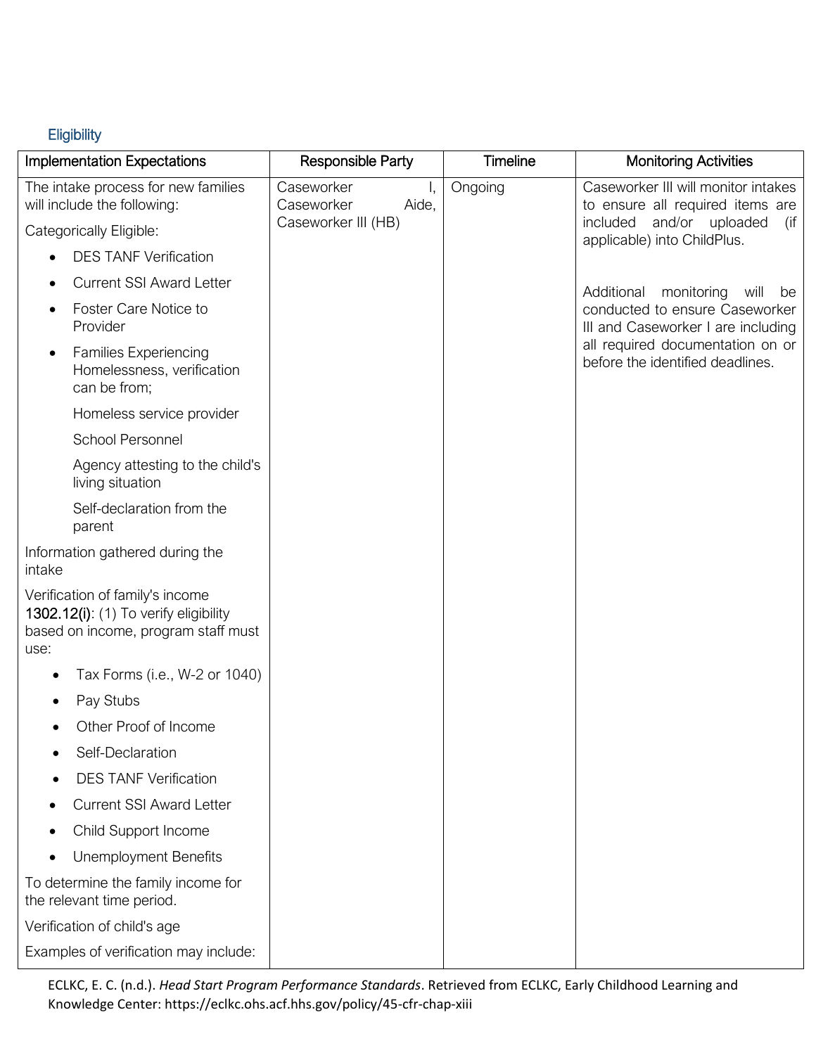## Eligibility

| Implementation Expectations | Responsible Party | Timeline | Monitoring Activities |
| --- | --- | --- | --- |
| The intake process for new families will include the following:<br><br>Categorically Eligible:<br>• DES TANF Verification<br>• Current SSI Award Letter<br>• Foster Care Notice to Provider<br>• Families Experiencing Homelessness, verification can be from;<br>Homeless service provider<br>School Personnel<br>Agency attesting to the child's living situation<br>Self-declaration from the parent<br><br>Information gathered during the intake<br><br>Verification of family's income **1302.12(i)**: (1) To verify eligibility based on income, program staff must use:<br>• Tax Forms (i.e., W-2 or 1040)<br>• Pay Stubs<br>• Other Proof of Income<br>• Self-Declaration<br>• DES TANF Verification<br>• Current SSI Award Letter<br>• Child Support Income<br>• Unemployment Benefits<br><br>To determine the family income for the relevant time period.<br><br>Verification of child's age<br><br>Examples of verification may include: | Caseworker I, Caseworker Aide, Caseworker III (HB) | Ongoing | Caseworker III will monitor intakes to ensure all required items are included and/or uploaded (if applicable) into ChildPlus.<br><br>Additional monitoring will be conducted to ensure Caseworker III and Caseworker I are including all required documentation on or before the identified deadlines. |

ECLKC, E. C. (n.d.). *Head Start Program Performance Standards*. Retrieved from ECLKC, Early Childhood Learning and Knowledge Center: https://eclkc.ohs.acf.hhs.gov/policy/45-cfr-chap-xiii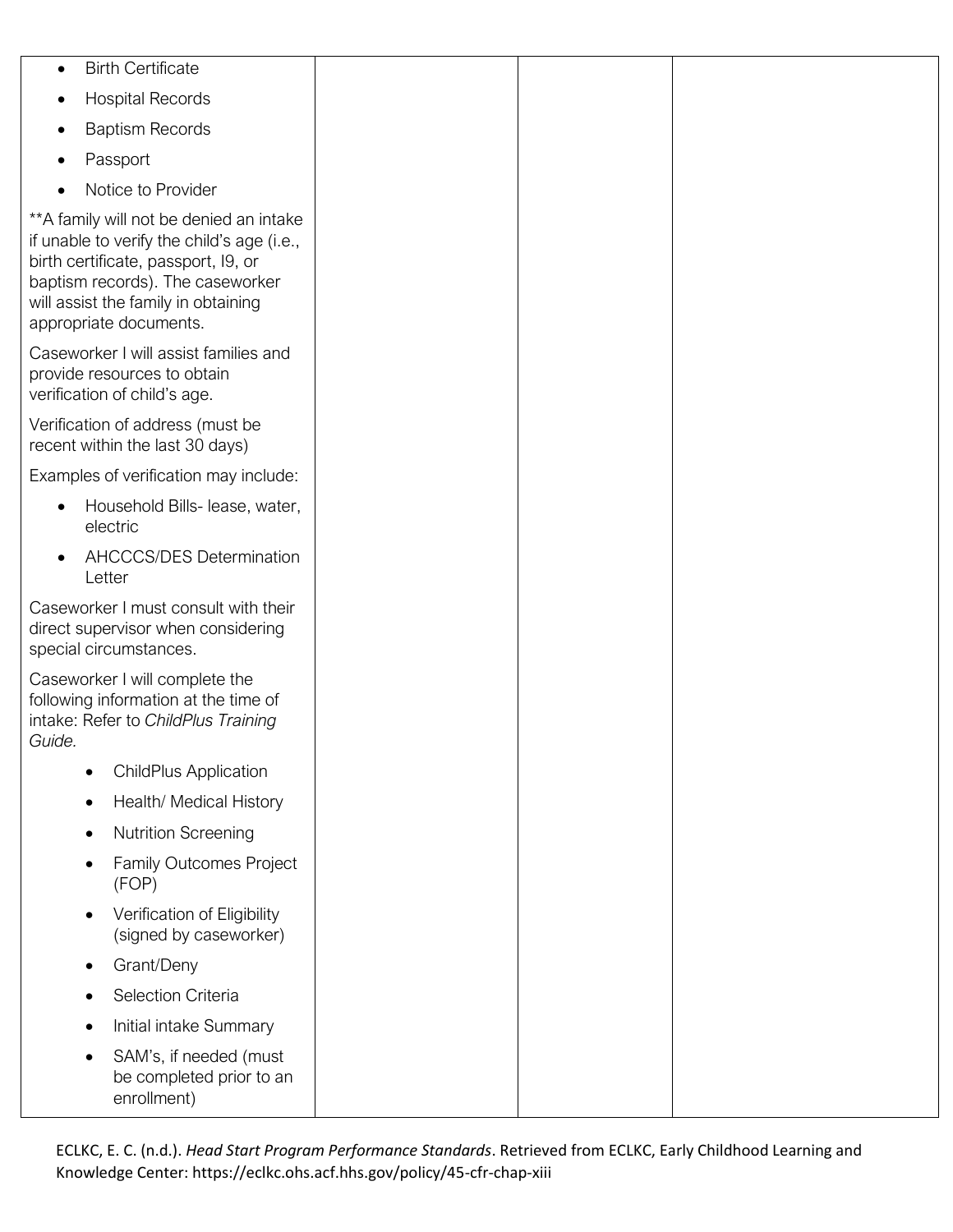| | | | |
|---|---|---|---|
| • Birth Certificate<br>• Hospital Records<br>• Baptism Records<br>• Passport<br>• Notice to Provider<br><br>**A family will not be denied an intake if unable to verify the child's age (i.e., birth certificate, passport, I9, or baptism records). The caseworker will assist the family in obtaining appropriate documents.<br><br>Caseworker I will assist families and provide resources to obtain verification of child's age.<br><br>Verification of address (must be recent within the last 30 days)<br><br>Examples of verification may include:<br>• Household Bills- lease, water, electric<br>• AHCCCS/DES Determination Letter<br><br>Caseworker I must consult with their direct supervisor when considering special circumstances.<br><br>Caseworker I will complete the following information at the time of intake: Refer to *ChildPlus Training Guide*.<br>• ChildPlus Application<br>• Health/ Medical History<br>• Nutrition Screening<br>• Family Outcomes Project (FOP)<br>• Verification of Eligibility (signed by caseworker)<br>• Grant/Deny<br>• Selection Criteria<br>• Initial intake Summary<br>• SAM's, if needed (must be completed prior to an enrollment) | | | |

ECLKC, E. C. (n.d.). *Head Start Program Performance Standards*. Retrieved from ECLKC, Early Childhood Learning and Knowledge Center: https://eclkc.ohs.acf.hhs.gov/policy/45-cfr-chap-xiii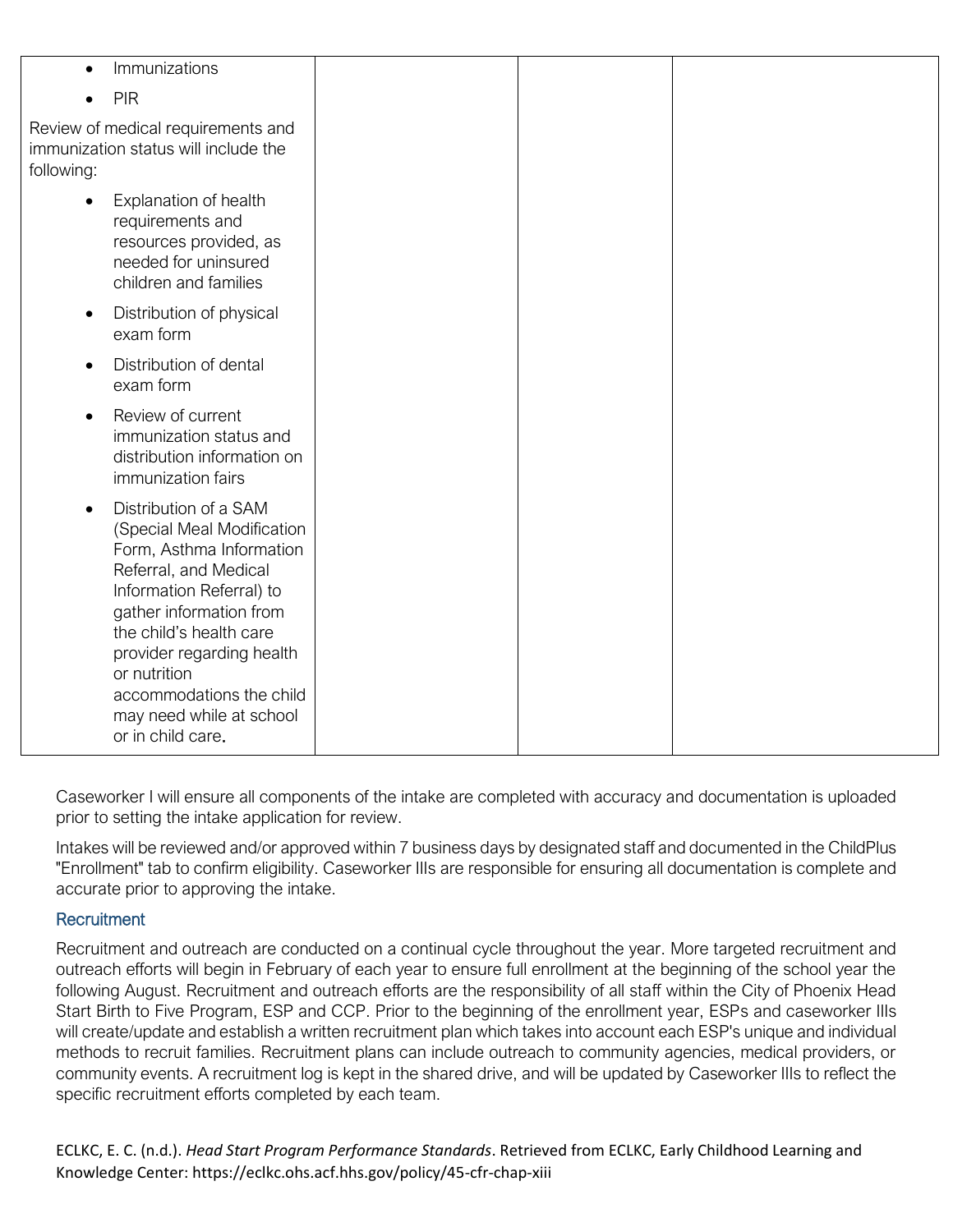| | | | |
|---|---|---|---|
| <ul><li>Immunizations</li><li>PIR</li></ul>Review of medical requirements and immunization status will include the following:<ul><li>Explanation of health requirements and resources provided, as needed for uninsured children and families</li><li>Distribution of physical exam form</li><li>Distribution of dental exam form</li><li>Review of current immunization status and distribution information on immunization fairs</li><li>Distribution of a SAM (Special Meal Modification Form, Asthma Information Referral, and Medical Information Referral) to gather information from the child's health care provider regarding health or nutrition accommodations the child may need while at school or in child care.</li></ul> | | | |

Caseworker I will ensure all components of the intake are completed with accuracy and documentation is uploaded prior to setting the intake application for review.

Intakes will be reviewed and/or approved within 7 business days by designated staff and documented in the ChildPlus "Enrollment" tab to confirm eligibility. Caseworker IIIs are responsible for ensuring all documentation is complete and accurate prior to approving the intake.

### Recruitment

Recruitment and outreach are conducted on a continual cycle throughout the year. More targeted recruitment and outreach efforts will begin in February of each year to ensure full enrollment at the beginning of the school year the following August. Recruitment and outreach efforts are the responsibility of all staff within the City of Phoenix Head Start Birth to Five Program, ESP and CCP. Prior to the beginning of the enrollment year, ESPs and caseworker IIIs will create/update and establish a written recruitment plan which takes into account each ESP's unique and individual methods to recruit families. Recruitment plans can include outreach to community agencies, medical providers, or community events. A recruitment log is kept in the shared drive, and will be updated by Caseworker IIIs to reflect the specific recruitment efforts completed by each team.

ECLKC, E. C. (n.d.). *Head Start Program Performance Standards*. Retrieved from ECLKC, Early Childhood Learning and Knowledge Center: https://eclkc.ohs.acf.hhs.gov/policy/45-cfr-chap-xiii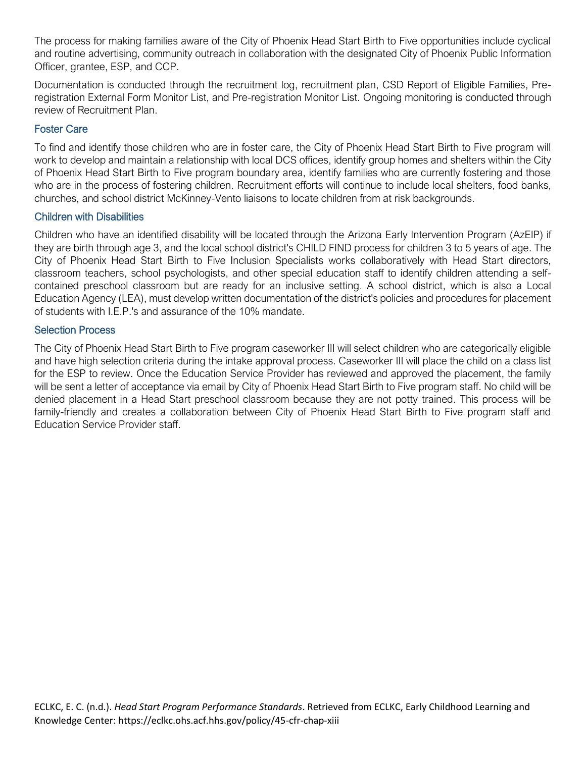The process for making families aware of the City of Phoenix Head Start Birth to Five opportunities include cyclical and routine advertising, community outreach in collaboration with the designated City of Phoenix Public Information Officer, grantee, ESP, and CCP.

Documentation is conducted through the recruitment log, recruitment plan, CSD Report of Eligible Families, Pre-registration External Form Monitor List, and Pre-registration Monitor List. Ongoing monitoring is conducted through review of Recruitment Plan.

### Foster Care

To find and identify those children who are in foster care, the City of Phoenix Head Start Birth to Five program will work to develop and maintain a relationship with local DCS offices, identify group homes and shelters within the City of Phoenix Head Start Birth to Five program boundary area, identify families who are currently fostering and those who are in the process of fostering children. Recruitment efforts will continue to include local shelters, food banks, churches, and school district McKinney-Vento liaisons to locate children from at risk backgrounds.

### Children with Disabilities

Children who have an identified disability will be located through the Arizona Early Intervention Program (AzEIP) if they are birth through age 3, and the local school district's CHILD FIND process for children 3 to 5 years of age. The City of Phoenix Head Start Birth to Five Inclusion Specialists works collaboratively with Head Start directors, classroom teachers, school psychologists, and other special education staff to identify children attending a self-contained preschool classroom but are ready for an inclusive setting. A school district, which is also a Local Education Agency (LEA), must develop written documentation of the district's policies and procedures for placement of students with I.E.P.'s and assurance of the 10% mandate.

### Selection Process

The City of Phoenix Head Start Birth to Five program caseworker III will select children who are categorically eligible and have high selection criteria during the intake approval process. Caseworker III will place the child on a class list for the ESP to review. Once the Education Service Provider has reviewed and approved the placement, the family will be sent a letter of acceptance via email by City of Phoenix Head Start Birth to Five program staff. No child will be denied placement in a Head Start preschool classroom because they are not potty trained. This process will be family-friendly and creates a collaboration between City of Phoenix Head Start Birth to Five program staff and Education Service Provider staff.

ECLKC, E. C. (n.d.). *Head Start Program Performance Standards*. Retrieved from ECLKC, Early Childhood Learning and Knowledge Center: https://eclkc.ohs.acf.hhs.gov/policy/45-cfr-chap-xiii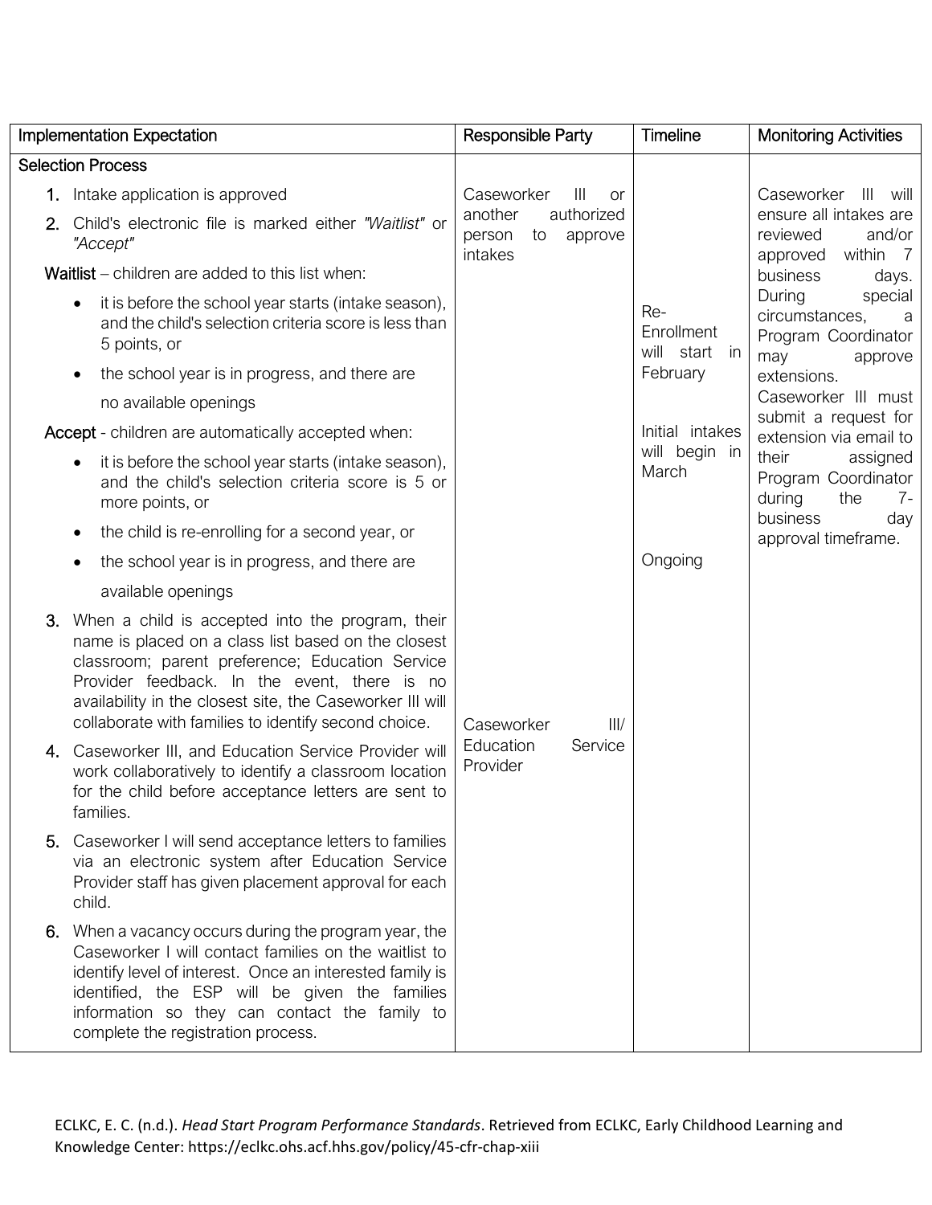| Implementation Expectation | Responsible Party | Timeline | Monitoring Activities |
|---|---|---|---|
| **Selection Process** | | | |
| 1. Intake application is approved<br>2. Child's electronic file is marked either *"Waitlist"* or *"Accept"*<br>**Waitlist** – children are added to this list when:<br>• it is before the school year starts (intake season), and the child's selection criteria score is less than 5 points, or<br>• the school year is in progress, and there are no available openings<br>**Accept** - children are automatically accepted when:<br>• it is before the school year starts (intake season), and the child's selection criteria score is 5 or more points, or<br>• the child is re-enrolling for a second year, or<br>• the school year is in progress, and there are available openings | Caseworker III or another authorized person to approve intakes | Re-Enrollment will start in February<br><br>Initial intakes will begin in March<br><br>Ongoing | Caseworker III will ensure all intakes are reviewed and/or approved within 7 business days. During special circumstances, a Program Coordinator may approve extensions. Caseworker III must submit a request for extension via email to their assigned Program Coordinator during the 7-business day approval timeframe. |
| 3. When a child is accepted into the program, their name is placed on a class list based on the closest classroom; parent preference; Education Service Provider feedback. In the event, there is no availability in the closest site, the Caseworker III will collaborate with families to identify second choice.<br>4. Caseworker III, and Education Service Provider will work collaboratively to identify a classroom location for the child before acceptance letters are sent to families.<br>5. Caseworker I will send acceptance letters to families via an electronic system after Education Service Provider staff has given placement approval for each child.<br>6. When a vacancy occurs during the program year, the Caseworker I will contact families on the waitlist to identify level of interest. Once an interested family is identified, the ESP will be given the families information so they can contact the family to complete the registration process. | Caseworker III/ Education Service Provider | | |

ECLKC, E. C. (n.d.). *Head Start Program Performance Standards*. Retrieved from ECLKC, Early Childhood Learning and Knowledge Center: https://eclkc.ohs.acf.hhs.gov/policy/45-cfr-chap-xiii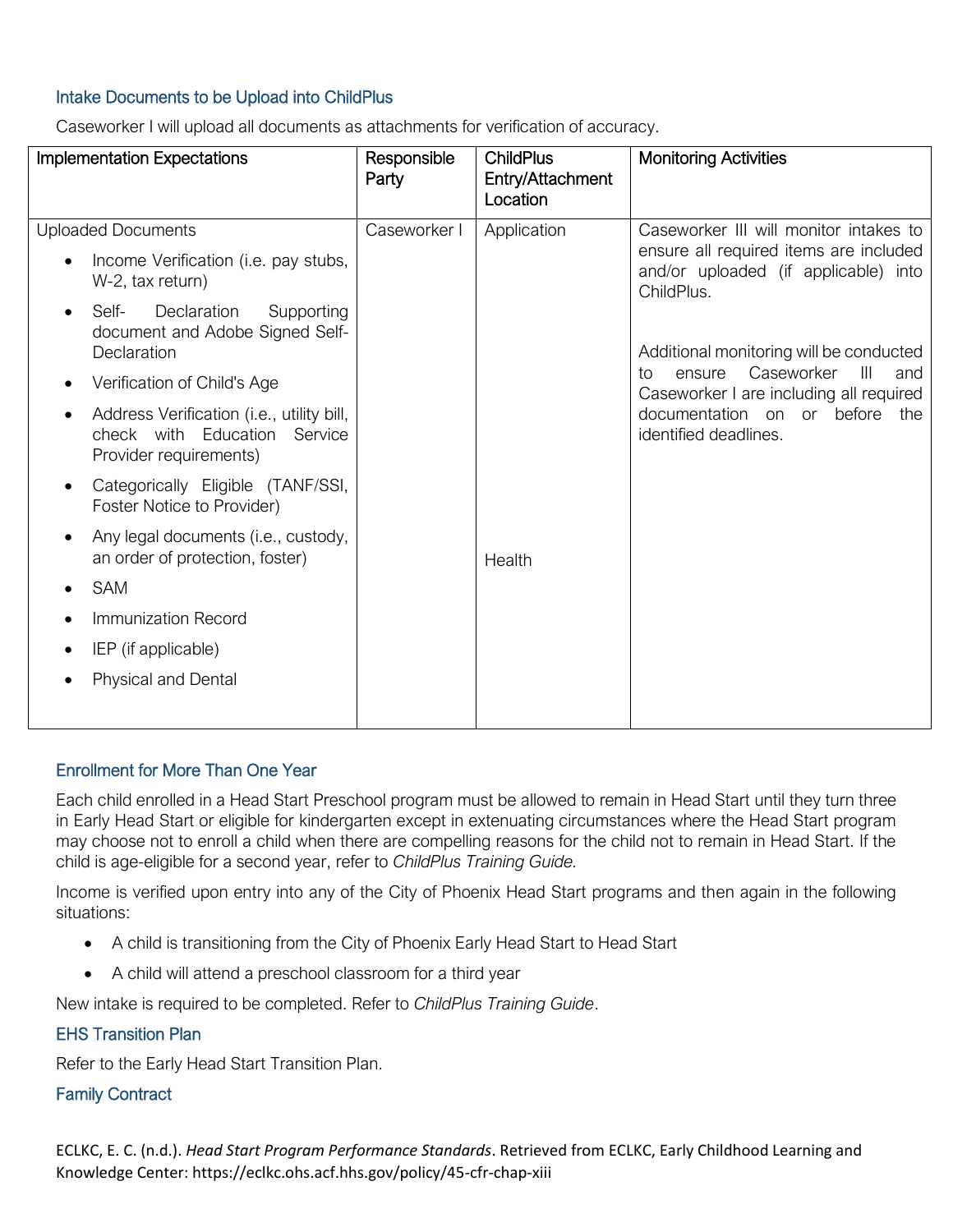### Intake Documents to be Upload into ChildPlus

Caseworker I will upload all documents as attachments for verification of accuracy.

| Implementation Expectations | Responsible Party | ChildPlus Entry/Attachment Location | Monitoring Activities |
|---|---|---|---|
| Uploaded Documents<br>• Income Verification (i.e. pay stubs, W-2, tax return)<br>• Self- Declaration Supporting document and Adobe Signed Self-Declaration<br>• Verification of Child's Age<br>• Address Verification (i.e., utility bill, check with Education Service Provider requirements)<br>• Categorically Eligible (TANF/SSI, Foster Notice to Provider)<br>• Any legal documents (i.e., custody, an order of protection, foster)<br>• SAM<br>• Immunization Record<br>• IEP (if applicable)<br>• Physical and Dental | Caseworker I | Application<br><br><br><br><br><br><br><br>Health | Caseworker III will monitor intakes to ensure all required items are included and/or uploaded (if applicable) into ChildPlus.<br><br>Additional monitoring will be conducted to ensure Caseworker III and Caseworker I are including all required documentation on or before the identified deadlines. |

### Enrollment for More Than One Year

Each child enrolled in a Head Start Preschool program must be allowed to remain in Head Start until they turn three in Early Head Start or eligible for kindergarten except in extenuating circumstances where the Head Start program may choose not to enroll a child when there are compelling reasons for the child not to remain in Head Start. If the child is age-eligible for a second year, refer to *ChildPlus Training Guide.*

Income is verified upon entry into any of the City of Phoenix Head Start programs and then again in the following situations:

- A child is transitioning from the City of Phoenix Early Head Start to Head Start
- A child will attend a preschool classroom for a third year

New intake is required to be completed. Refer to *ChildPlus Training Guide*.

### EHS Transition Plan

Refer to the Early Head Start Transition Plan.

### Family Contract

ECLKC, E. C. (n.d.). *Head Start Program Performance Standards*. Retrieved from ECLKC, Early Childhood Learning and Knowledge Center: https://eclkc.ohs.acf.hhs.gov/policy/45-cfr-chap-xiii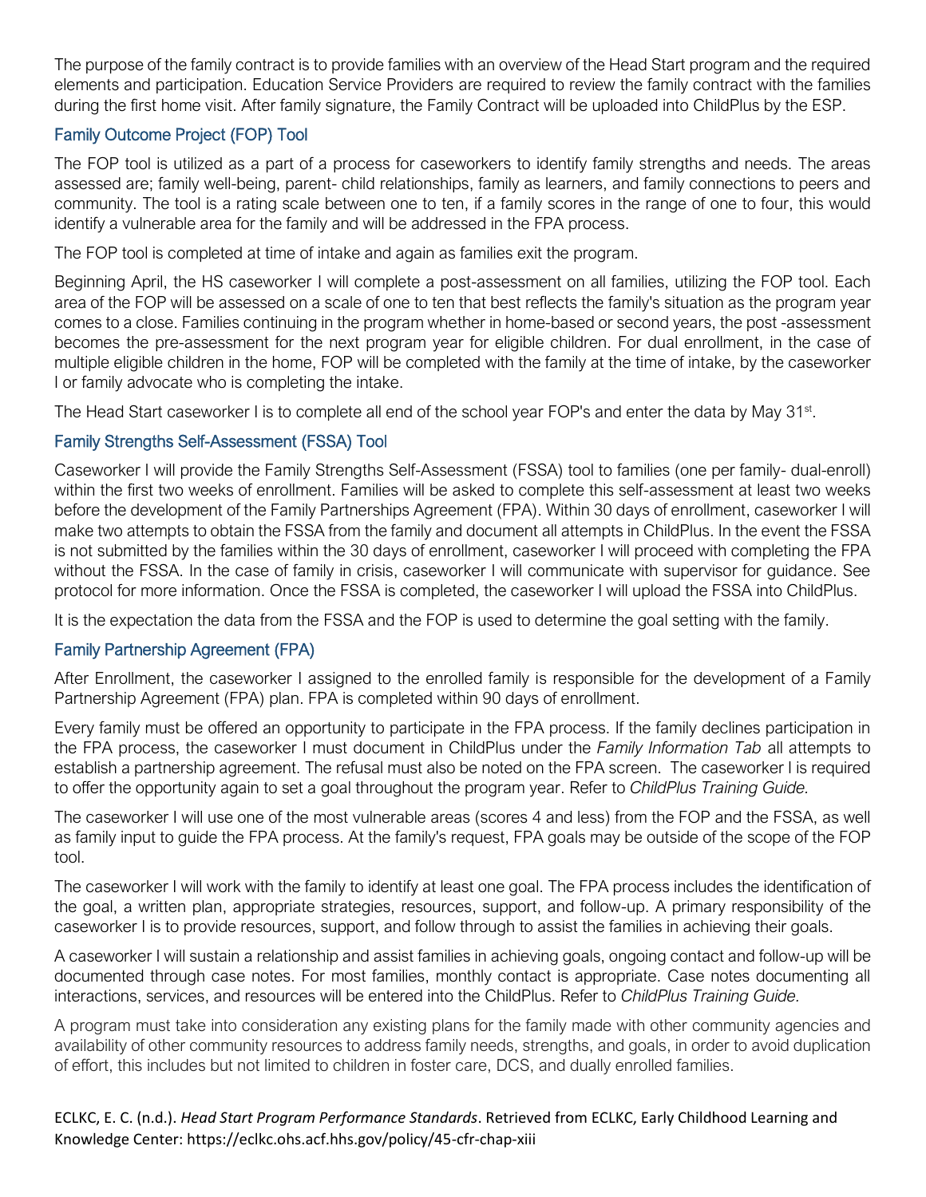The purpose of the family contract is to provide families with an overview of the Head Start program and the required elements and participation. Education Service Providers are required to review the family contract with the families during the first home visit. After family signature, the Family Contract will be uploaded into ChildPlus by the ESP.

### Family Outcome Project (FOP) Tool

The FOP tool is utilized as a part of a process for caseworkers to identify family strengths and needs. The areas assessed are; family well-being, parent- child relationships, family as learners, and family connections to peers and community. The tool is a rating scale between one to ten, if a family scores in the range of one to four, this would identify a vulnerable area for the family and will be addressed in the FPA process.

The FOP tool is completed at time of intake and again as families exit the program.

Beginning April, the HS caseworker I will complete a post-assessment on all families, utilizing the FOP tool. Each area of the FOP will be assessed on a scale of one to ten that best reflects the family's situation as the program year comes to a close. Families continuing in the program whether in home-based or second years, the post -assessment becomes the pre-assessment for the next program year for eligible children. For dual enrollment, in the case of multiple eligible children in the home, FOP will be completed with the family at the time of intake, by the caseworker I or family advocate who is completing the intake.

The Head Start caseworker I is to complete all end of the school year FOP's and enter the data by May 31st.

### Family Strengths Self-Assessment (FSSA) Tool

Caseworker I will provide the Family Strengths Self-Assessment (FSSA) tool to families (one per family- dual-enroll) within the first two weeks of enrollment. Families will be asked to complete this self-assessment at least two weeks before the development of the Family Partnerships Agreement (FPA). Within 30 days of enrollment, caseworker I will make two attempts to obtain the FSSA from the family and document all attempts in ChildPlus. In the event the FSSA is not submitted by the families within the 30 days of enrollment, caseworker I will proceed with completing the FPA without the FSSA. In the case of family in crisis, caseworker I will communicate with supervisor for guidance. See protocol for more information. Once the FSSA is completed, the caseworker I will upload the FSSA into ChildPlus.

It is the expectation the data from the FSSA and the FOP is used to determine the goal setting with the family.

### Family Partnership Agreement (FPA)

After Enrollment, the caseworker I assigned to the enrolled family is responsible for the development of a Family Partnership Agreement (FPA) plan. FPA is completed within 90 days of enrollment.

Every family must be offered an opportunity to participate in the FPA process. If the family declines participation in the FPA process, the caseworker I must document in ChildPlus under the *Family Information Tab* all attempts to establish a partnership agreement. The refusal must also be noted on the FPA screen. The caseworker I is required to offer the opportunity again to set a goal throughout the program year. Refer to *ChildPlus Training Guide.*

The caseworker I will use one of the most vulnerable areas (scores 4 and less) from the FOP and the FSSA, as well as family input to guide the FPA process. At the family's request, FPA goals may be outside of the scope of the FOP tool.

The caseworker I will work with the family to identify at least one goal. The FPA process includes the identification of the goal, a written plan, appropriate strategies, resources, support, and follow-up. A primary responsibility of the caseworker I is to provide resources, support, and follow through to assist the families in achieving their goals.

A caseworker I will sustain a relationship and assist families in achieving goals, ongoing contact and follow-up will be documented through case notes. For most families, monthly contact is appropriate. Case notes documenting all interactions, services, and resources will be entered into the ChildPlus. Refer to *ChildPlus Training Guide.*

A program must take into consideration any existing plans for the family made with other community agencies and availability of other community resources to address family needs, strengths, and goals, in order to avoid duplication of effort, this includes but not limited to children in foster care, DCS, and dually enrolled families.

ECLKC, E. C. (n.d.). *Head Start Program Performance Standards*. Retrieved from ECLKC, Early Childhood Learning and Knowledge Center: https://eclkc.ohs.acf.hhs.gov/policy/45-cfr-chap-xiii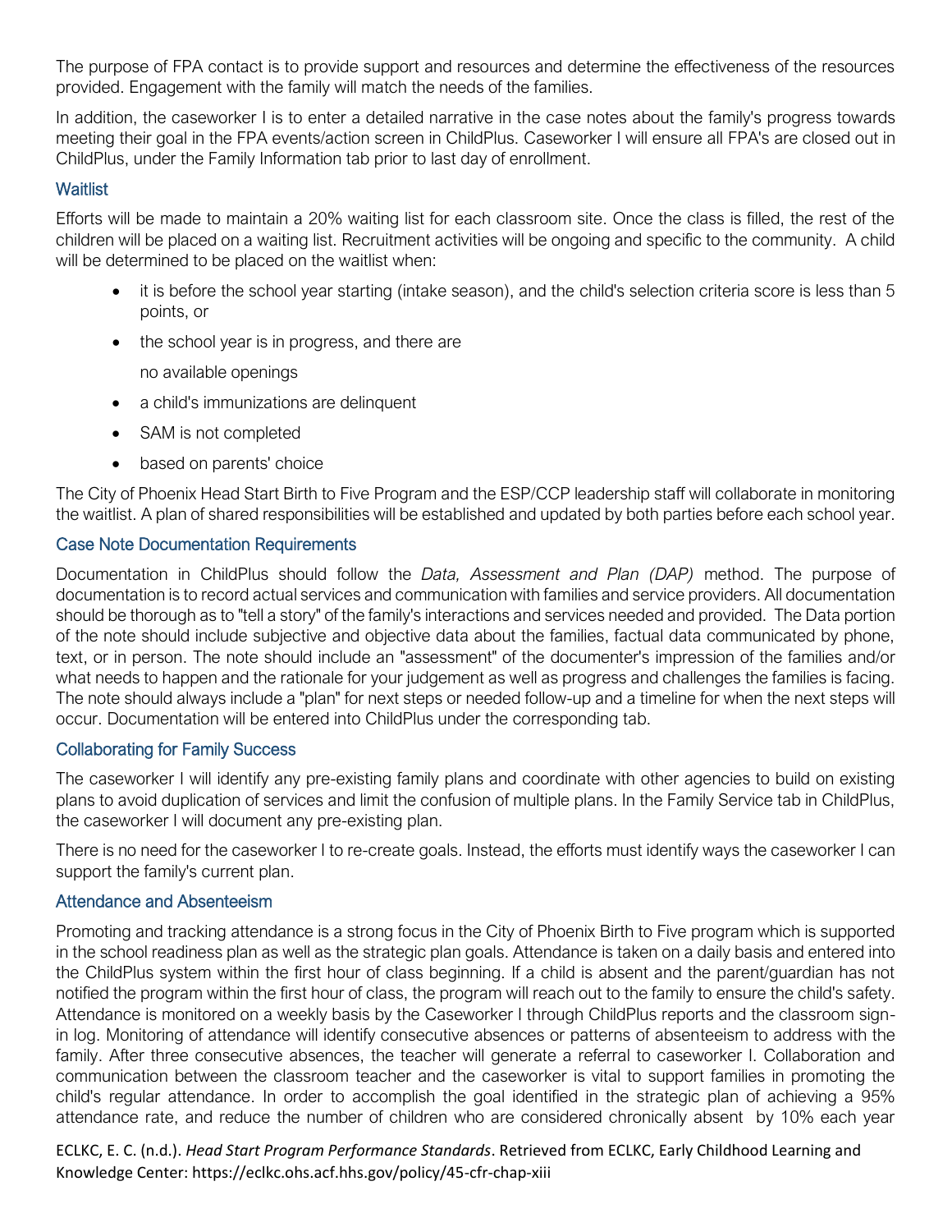The purpose of FPA contact is to provide support and resources and determine the effectiveness of the resources provided. Engagement with the family will match the needs of the families.

In addition, the caseworker I is to enter a detailed narrative in the case notes about the family's progress towards meeting their goal in the FPA events/action screen in ChildPlus. Caseworker I will ensure all FPA's are closed out in ChildPlus, under the Family Information tab prior to last day of enrollment.

### Waitlist

Efforts will be made to maintain a 20% waiting list for each classroom site. Once the class is filled, the rest of the children will be placed on a waiting list. Recruitment activities will be ongoing and specific to the community. A child will be determined to be placed on the waitlist when:

- it is before the school year starting (intake season), and the child's selection criteria score is less than 5 points, or
- the school year is in progress, and there are

  no available openings
- a child's immunizations are delinquent
- SAM is not completed
- based on parents' choice

The City of Phoenix Head Start Birth to Five Program and the ESP/CCP leadership staff will collaborate in monitoring the waitlist. A plan of shared responsibilities will be established and updated by both parties before each school year.

### Case Note Documentation Requirements

Documentation in ChildPlus should follow the *Data, Assessment and Plan (DAP)* method. The purpose of documentation is to record actual services and communication with families and service providers. All documentation should be thorough as to "tell a story" of the family's interactions and services needed and provided. The Data portion of the note should include subjective and objective data about the families, factual data communicated by phone, text, or in person. The note should include an "assessment" of the documenter's impression of the families and/or what needs to happen and the rationale for your judgement as well as progress and challenges the families is facing. The note should always include a "plan" for next steps or needed follow-up and a timeline for when the next steps will occur. Documentation will be entered into ChildPlus under the corresponding tab.

### Collaborating for Family Success

The caseworker I will identify any pre-existing family plans and coordinate with other agencies to build on existing plans to avoid duplication of services and limit the confusion of multiple plans. In the Family Service tab in ChildPlus, the caseworker I will document any pre-existing plan.

There is no need for the caseworker I to re-create goals. Instead, the efforts must identify ways the caseworker I can support the family's current plan.

### Attendance and Absenteeism

Promoting and tracking attendance is a strong focus in the City of Phoenix Birth to Five program which is supported in the school readiness plan as well as the strategic plan goals. Attendance is taken on a daily basis and entered into the ChildPlus system within the first hour of class beginning. If a child is absent and the parent/guardian has not notified the program within the first hour of class, the program will reach out to the family to ensure the child's safety. Attendance is monitored on a weekly basis by the Caseworker I through ChildPlus reports and the classroom sign-in log. Monitoring of attendance will identify consecutive absences or patterns of absenteeism to address with the family. After three consecutive absences, the teacher will generate a referral to caseworker I. Collaboration and communication between the classroom teacher and the caseworker is vital to support families in promoting the child's regular attendance. In order to accomplish the goal identified in the strategic plan of achieving a 95% attendance rate, and reduce the number of children who are considered chronically absent by 10% each year

ECLKC, E. C. (n.d.). *Head Start Program Performance Standards*. Retrieved from ECLKC, Early Childhood Learning and Knowledge Center: https://eclkc.ohs.acf.hhs.gov/policy/45-cfr-chap-xiii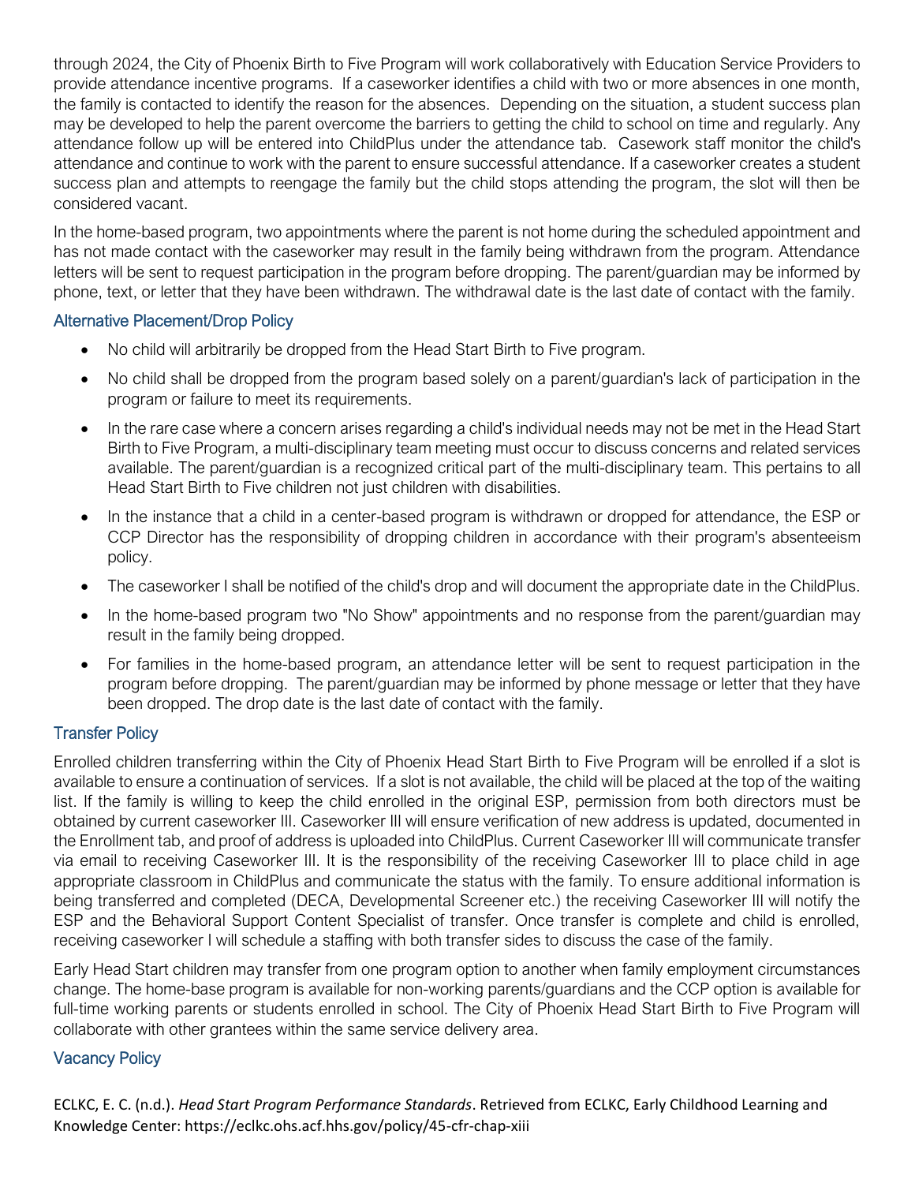through 2024, the City of Phoenix Birth to Five Program will work collaboratively with Education Service Providers to provide attendance incentive programs. If a caseworker identifies a child with two or more absences in one month, the family is contacted to identify the reason for the absences. Depending on the situation, a student success plan may be developed to help the parent overcome the barriers to getting the child to school on time and regularly. Any attendance follow up will be entered into ChildPlus under the attendance tab. Casework staff monitor the child's attendance and continue to work with the parent to ensure successful attendance. If a caseworker creates a student success plan and attempts to reengage the family but the child stops attending the program, the slot will then be considered vacant.

In the home-based program, two appointments where the parent is not home during the scheduled appointment and has not made contact with the caseworker may result in the family being withdrawn from the program. Attendance letters will be sent to request participation in the program before dropping. The parent/guardian may be informed by phone, text, or letter that they have been withdrawn. The withdrawal date is the last date of contact with the family.

### Alternative Placement/Drop Policy

- No child will arbitrarily be dropped from the Head Start Birth to Five program.
- No child shall be dropped from the program based solely on a parent/guardian's lack of participation in the program or failure to meet its requirements.
- In the rare case where a concern arises regarding a child's individual needs may not be met in the Head Start Birth to Five Program, a multi-disciplinary team meeting must occur to discuss concerns and related services available. The parent/guardian is a recognized critical part of the multi-disciplinary team. This pertains to all Head Start Birth to Five children not just children with disabilities.
- In the instance that a child in a center-based program is withdrawn or dropped for attendance, the ESP or CCP Director has the responsibility of dropping children in accordance with their program's absenteeism policy.
- The caseworker I shall be notified of the child's drop and will document the appropriate date in the ChildPlus.
- In the home-based program two "No Show" appointments and no response from the parent/guardian may result in the family being dropped.
- For families in the home-based program, an attendance letter will be sent to request participation in the program before dropping. The parent/guardian may be informed by phone message or letter that they have been dropped. The drop date is the last date of contact with the family.

### Transfer Policy

Enrolled children transferring within the City of Phoenix Head Start Birth to Five Program will be enrolled if a slot is available to ensure a continuation of services. If a slot is not available, the child will be placed at the top of the waiting list. If the family is willing to keep the child enrolled in the original ESP, permission from both directors must be obtained by current caseworker III. Caseworker III will ensure verification of new address is updated, documented in the Enrollment tab, and proof of address is uploaded into ChildPlus. Current Caseworker III will communicate transfer via email to receiving Caseworker III. It is the responsibility of the receiving Caseworker III to place child in age appropriate classroom in ChildPlus and communicate the status with the family. To ensure additional information is being transferred and completed (DECA, Developmental Screener etc.) the receiving Caseworker III will notify the ESP and the Behavioral Support Content Specialist of transfer. Once transfer is complete and child is enrolled, receiving caseworker I will schedule a staffing with both transfer sides to discuss the case of the family.

Early Head Start children may transfer from one program option to another when family employment circumstances change. The home-base program is available for non-working parents/guardians and the CCP option is available for full-time working parents or students enrolled in school. The City of Phoenix Head Start Birth to Five Program will collaborate with other grantees within the same service delivery area.

### Vacancy Policy

ECLKC, E. C. (n.d.). *Head Start Program Performance Standards*. Retrieved from ECLKC, Early Childhood Learning and Knowledge Center: https://eclkc.ohs.acf.hhs.gov/policy/45-cfr-chap-xiii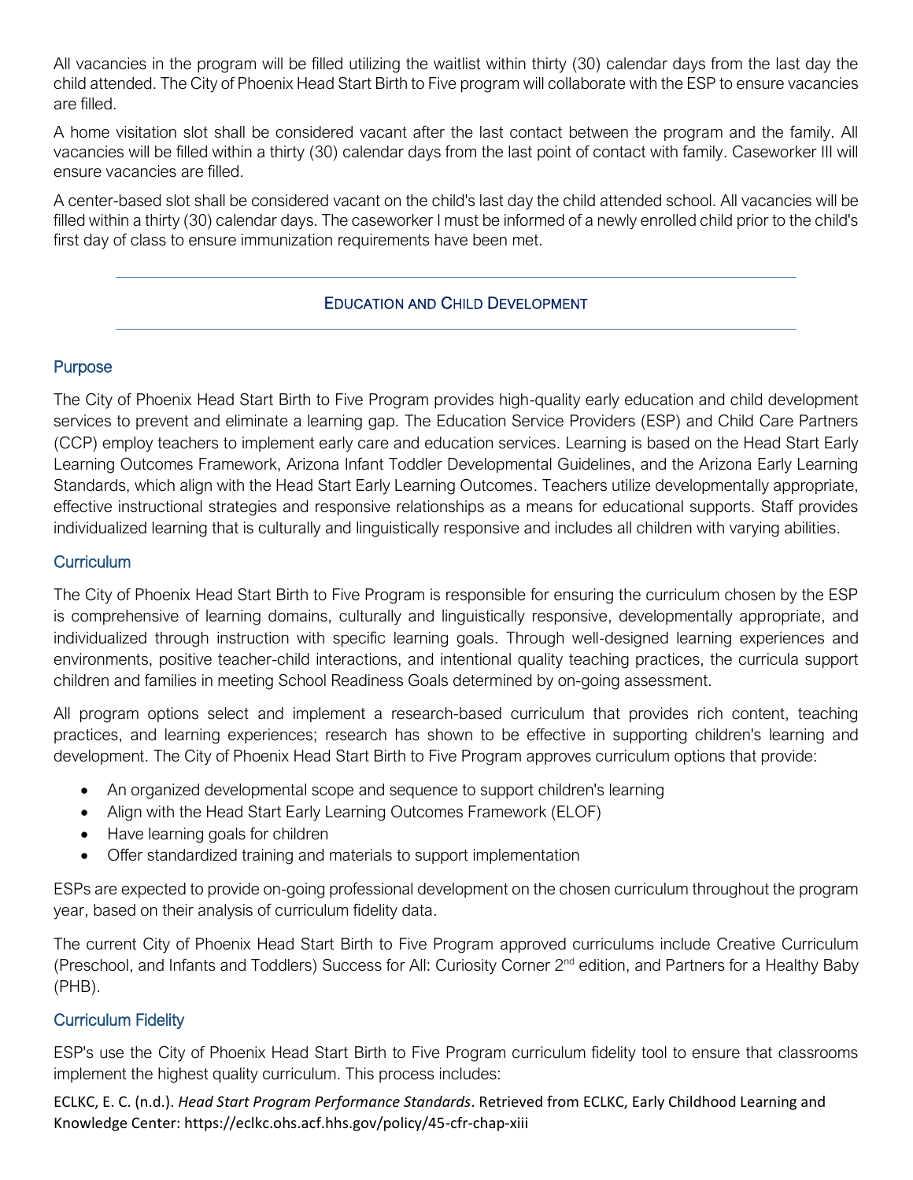All vacancies in the program will be filled utilizing the waitlist within thirty (30) calendar days from the last day the child attended. The City of Phoenix Head Start Birth to Five program will collaborate with the ESP to ensure vacancies are filled.

A home visitation slot shall be considered vacant after the last contact between the program and the family. All vacancies will be filled within a thirty (30) calendar days from the last point of contact with family. Caseworker III will ensure vacancies are filled.

A center-based slot shall be considered vacant on the child's last day the child attended school. All vacancies will be filled within a thirty (30) calendar days. The caseworker I must be informed of a newly enrolled child prior to the child's first day of class to ensure immunization requirements have been met.

## EDUCATION AND CHILD DEVELOPMENT

### Purpose

The City of Phoenix Head Start Birth to Five Program provides high-quality early education and child development services to prevent and eliminate a learning gap. The Education Service Providers (ESP) and Child Care Partners (CCP) employ teachers to implement early care and education services. Learning is based on the Head Start Early Learning Outcomes Framework, Arizona Infant Toddler Developmental Guidelines, and the Arizona Early Learning Standards, which align with the Head Start Early Learning Outcomes. Teachers utilize developmentally appropriate, effective instructional strategies and responsive relationships as a means for educational supports. Staff provides individualized learning that is culturally and linguistically responsive and includes all children with varying abilities.

### Curriculum

The City of Phoenix Head Start Birth to Five Program is responsible for ensuring the curriculum chosen by the ESP is comprehensive of learning domains, culturally and linguistically responsive, developmentally appropriate, and individualized through instruction with specific learning goals. Through well-designed learning experiences and environments, positive teacher-child interactions, and intentional quality teaching practices, the curricula support children and families in meeting School Readiness Goals determined by on-going assessment.

All program options select and implement a research-based curriculum that provides rich content, teaching practices, and learning experiences; research has shown to be effective in supporting children's learning and development. The City of Phoenix Head Start Birth to Five Program approves curriculum options that provide:

- An organized developmental scope and sequence to support children's learning
- Align with the Head Start Early Learning Outcomes Framework (ELOF)
- Have learning goals for children
- Offer standardized training and materials to support implementation

ESPs are expected to provide on-going professional development on the chosen curriculum throughout the program year, based on their analysis of curriculum fidelity data.

The current City of Phoenix Head Start Birth to Five Program approved curriculums include Creative Curriculum (Preschool, and Infants and Toddlers) Success for All: Curiosity Corner 2nd edition, and Partners for a Healthy Baby (PHB).

### Curriculum Fidelity

ESP's use the City of Phoenix Head Start Birth to Five Program curriculum fidelity tool to ensure that classrooms implement the highest quality curriculum. This process includes:

ECLKC, E. C. (n.d.). *Head Start Program Performance Standards*. Retrieved from ECLKC, Early Childhood Learning and Knowledge Center: https://eclkc.ohs.acf.hhs.gov/policy/45-cfr-chap-xiii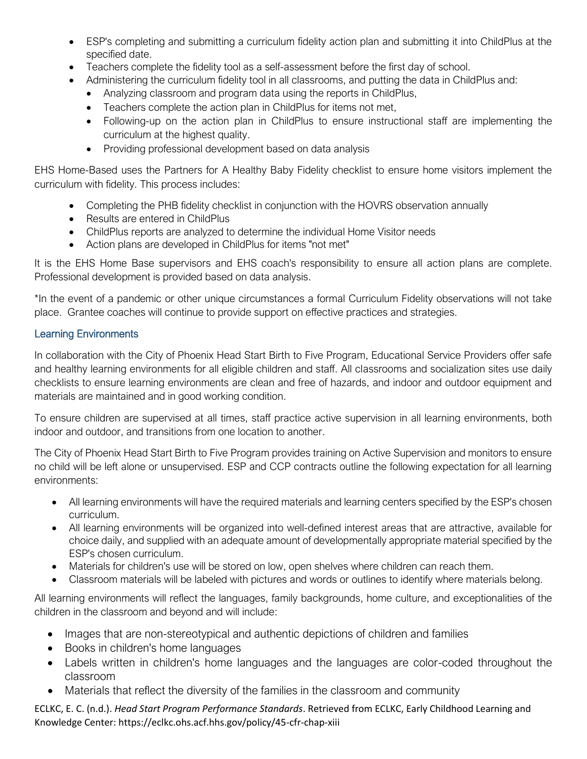- ESP's completing and submitting a curriculum fidelity action plan and submitting it into ChildPlus at the specified date.
- Teachers complete the fidelity tool as a self-assessment before the first day of school.
- Administering the curriculum fidelity tool in all classrooms, and putting the data in ChildPlus and:
  - Analyzing classroom and program data using the reports in ChildPlus,
  - Teachers complete the action plan in ChildPlus for items not met,
  - Following-up on the action plan in ChildPlus to ensure instructional staff are implementing the curriculum at the highest quality.
  - Providing professional development based on data analysis

EHS Home-Based uses the Partners for A Healthy Baby Fidelity checklist to ensure home visitors implement the curriculum with fidelity. This process includes:

- Completing the PHB fidelity checklist in conjunction with the HOVRS observation annually
- Results are entered in ChildPlus
- ChildPlus reports are analyzed to determine the individual Home Visitor needs
- Action plans are developed in ChildPlus for items "not met"

It is the EHS Home Base supervisors and EHS coach's responsibility to ensure all action plans are complete. Professional development is provided based on data analysis.

*In the event of a pandemic or other unique circumstances a formal Curriculum Fidelity observations will not take place. Grantee coaches will continue to provide support on effective practices and strategies.

### Learning Environments

In collaboration with the City of Phoenix Head Start Birth to Five Program, Educational Service Providers offer safe and healthy learning environments for all eligible children and staff. All classrooms and socialization sites use daily checklists to ensure learning environments are clean and free of hazards, and indoor and outdoor equipment and materials are maintained and in good working condition.

To ensure children are supervised at all times, staff practice active supervision in all learning environments, both indoor and outdoor, and transitions from one location to another.

The City of Phoenix Head Start Birth to Five Program provides training on Active Supervision and monitors to ensure no child will be left alone or unsupervised. ESP and CCP contracts outline the following expectation for all learning environments:

- All learning environments will have the required materials and learning centers specified by the ESP's chosen curriculum.
- All learning environments will be organized into well-defined interest areas that are attractive, available for choice daily, and supplied with an adequate amount of developmentally appropriate material specified by the ESP's chosen curriculum.
- Materials for children's use will be stored on low, open shelves where children can reach them.
- Classroom materials will be labeled with pictures and words or outlines to identify where materials belong.

All learning environments will reflect the languages, family backgrounds, home culture, and exceptionalities of the children in the classroom and beyond and will include:

- Images that are non-stereotypical and authentic depictions of children and families
- Books in children's home languages
- Labels written in children's home languages and the languages are color-coded throughout the classroom
- Materials that reflect the diversity of the families in the classroom and community

ECLKC, E. C. (n.d.). *Head Start Program Performance Standards*. Retrieved from ECLKC, Early Childhood Learning and Knowledge Center: https://eclkc.ohs.acf.hhs.gov/policy/45-cfr-chap-xiii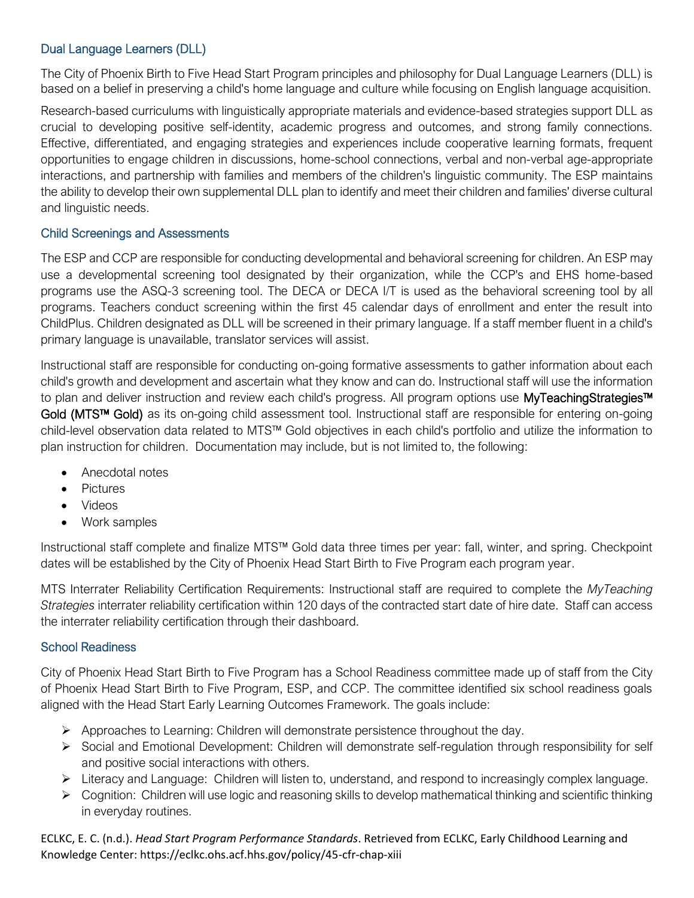### Dual Language Learners (DLL)

The City of Phoenix Birth to Five Head Start Program principles and philosophy for Dual Language Learners (DLL) is based on a belief in preserving a child's home language and culture while focusing on English language acquisition.

Research-based curriculums with linguistically appropriate materials and evidence-based strategies support DLL as crucial to developing positive self-identity, academic progress and outcomes, and strong family connections. Effective, differentiated, and engaging strategies and experiences include cooperative learning formats, frequent opportunities to engage children in discussions, home-school connections, verbal and non-verbal age-appropriate interactions, and partnership with families and members of the children's linguistic community. The ESP maintains the ability to develop their own supplemental DLL plan to identify and meet their children and families' diverse cultural and linguistic needs.

### Child Screenings and Assessments

The ESP and CCP are responsible for conducting developmental and behavioral screening for children. An ESP may use a developmental screening tool designated by their organization, while the CCP's and EHS home-based programs use the ASQ-3 screening tool. The DECA or DECA I/T is used as the behavioral screening tool by all programs. Teachers conduct screening within the first 45 calendar days of enrollment and enter the result into ChildPlus. Children designated as DLL will be screened in their primary language. If a staff member fluent in a child's primary language is unavailable, translator services will assist.

Instructional staff are responsible for conducting on-going formative assessments to gather information about each child's growth and development and ascertain what they know and can do. Instructional staff will use the information to plan and deliver instruction and review each child's progress. All program options use **MyTeachingStrategies™ Gold (MTS™ Gold)** as its on-going child assessment tool. Instructional staff are responsible for entering on-going child-level observation data related to MTS™ Gold objectives in each child's portfolio and utilize the information to plan instruction for children. Documentation may include, but is not limited to, the following:

- Anecdotal notes
- Pictures
- Videos
- Work samples

Instructional staff complete and finalize MTS™ Gold data three times per year: fall, winter, and spring. Checkpoint dates will be established by the City of Phoenix Head Start Birth to Five Program each program year.

MTS Interrater Reliability Certification Requirements: Instructional staff are required to complete the *MyTeaching Strategies* interrater reliability certification within 120 days of the contracted start date of hire date. Staff can access the interrater reliability certification through their dashboard.

### School Readiness

City of Phoenix Head Start Birth to Five Program has a School Readiness committee made up of staff from the City of Phoenix Head Start Birth to Five Program, ESP, and CCP. The committee identified six school readiness goals aligned with the Head Start Early Learning Outcomes Framework. The goals include:

- Approaches to Learning: Children will demonstrate persistence throughout the day.
- Social and Emotional Development: Children will demonstrate self-regulation through responsibility for self and positive social interactions with others.
- Literacy and Language: Children will listen to, understand, and respond to increasingly complex language.
- Cognition: Children will use logic and reasoning skills to develop mathematical thinking and scientific thinking in everyday routines.

ECLKC, E. C. (n.d.). *Head Start Program Performance Standards*. Retrieved from ECLKC, Early Childhood Learning and Knowledge Center: https://eclkc.ohs.acf.hhs.gov/policy/45-cfr-chap-xiii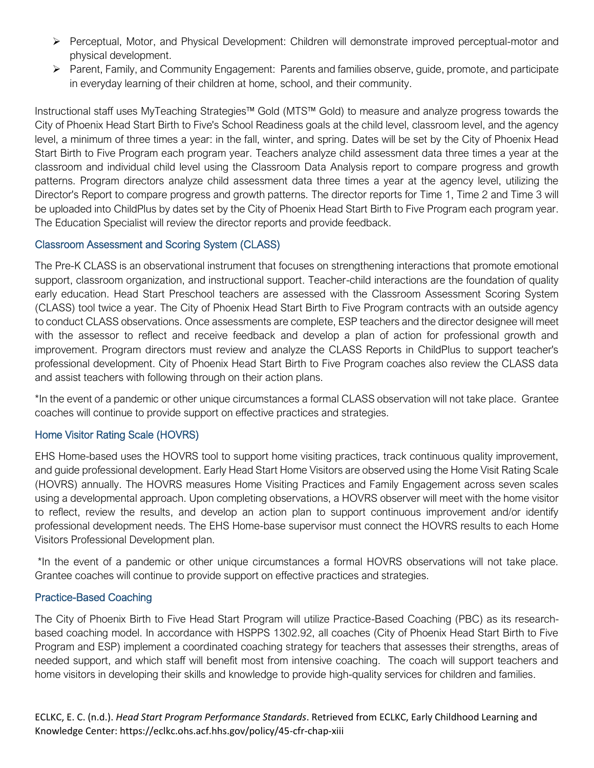- Perceptual, Motor, and Physical Development: Children will demonstrate improved perceptual-motor and physical development.
- Parent, Family, and Community Engagement: Parents and families observe, guide, promote, and participate in everyday learning of their children at home, school, and their community.

Instructional staff uses MyTeaching Strategies™ Gold (MTS™ Gold) to measure and analyze progress towards the City of Phoenix Head Start Birth to Five's School Readiness goals at the child level, classroom level, and the agency level, a minimum of three times a year: in the fall, winter, and spring. Dates will be set by the City of Phoenix Head Start Birth to Five Program each program year. Teachers analyze child assessment data three times a year at the classroom and individual child level using the Classroom Data Analysis report to compare progress and growth patterns. Program directors analyze child assessment data three times a year at the agency level, utilizing the Director's Report to compare progress and growth patterns. The director reports for Time 1, Time 2 and Time 3 will be uploaded into ChildPlus by dates set by the City of Phoenix Head Start Birth to Five Program each program year. The Education Specialist will review the director reports and provide feedback.

### Classroom Assessment and Scoring System (CLASS)

The Pre-K CLASS is an observational instrument that focuses on strengthening interactions that promote emotional support, classroom organization, and instructional support. Teacher-child interactions are the foundation of quality early education. Head Start Preschool teachers are assessed with the Classroom Assessment Scoring System (CLASS) tool twice a year. The City of Phoenix Head Start Birth to Five Program contracts with an outside agency to conduct CLASS observations. Once assessments are complete, ESP teachers and the director designee will meet with the assessor to reflect and receive feedback and develop a plan of action for professional growth and improvement. Program directors must review and analyze the CLASS Reports in ChildPlus to support teacher's professional development. City of Phoenix Head Start Birth to Five Program coaches also review the CLASS data and assist teachers with following through on their action plans.

*In the event of a pandemic or other unique circumstances a formal CLASS observation will not take place. Grantee coaches will continue to provide support on effective practices and strategies.

### Home Visitor Rating Scale (HOVRS)

EHS Home-based uses the HOVRS tool to support home visiting practices, track continuous quality improvement, and guide professional development. Early Head Start Home Visitors are observed using the Home Visit Rating Scale (HOVRS) annually. The HOVRS measures Home Visiting Practices and Family Engagement across seven scales using a developmental approach. Upon completing observations, a HOVRS observer will meet with the home visitor to reflect, review the results, and develop an action plan to support continuous improvement and/or identify professional development needs. The EHS Home-base supervisor must connect the HOVRS results to each Home Visitors Professional Development plan.

*In the event of a pandemic or other unique circumstances a formal HOVRS observations will not take place. Grantee coaches will continue to provide support on effective practices and strategies.

### Practice-Based Coaching

The City of Phoenix Birth to Five Head Start Program will utilize Practice-Based Coaching (PBC) as its research-based coaching model. In accordance with HSPPS 1302.92, all coaches (City of Phoenix Head Start Birth to Five Program and ESP) implement a coordinated coaching strategy for teachers that assesses their strengths, areas of needed support, and which staff will benefit most from intensive coaching. The coach will support teachers and home visitors in developing their skills and knowledge to provide high-quality services for children and families.

ECLKC, E. C. (n.d.). *Head Start Program Performance Standards*. Retrieved from ECLKC, Early Childhood Learning and Knowledge Center: https://eclkc.ohs.acf.hhs.gov/policy/45-cfr-chap-xiii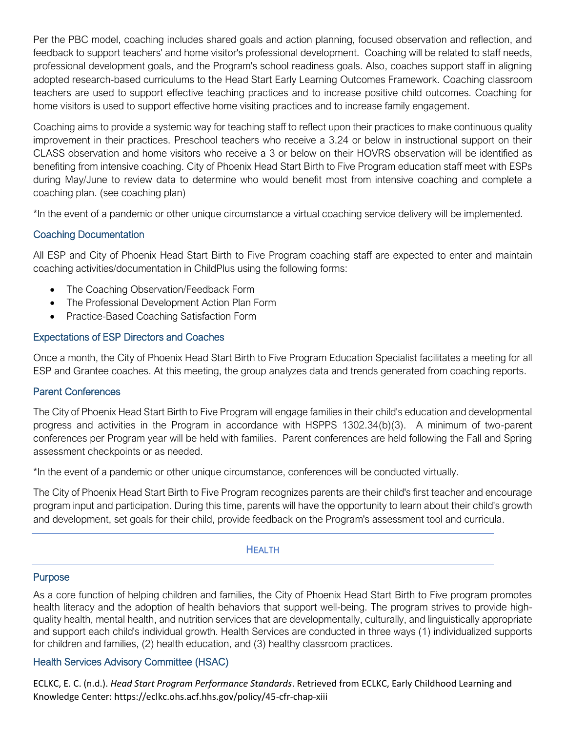Per the PBC model, coaching includes shared goals and action planning, focused observation and reflection, and feedback to support teachers' and home visitor's professional development. Coaching will be related to staff needs, professional development goals, and the Program's school readiness goals. Also, coaches support staff in aligning adopted research-based curriculums to the Head Start Early Learning Outcomes Framework. Coaching classroom teachers are used to support effective teaching practices and to increase positive child outcomes. Coaching for home visitors is used to support effective home visiting practices and to increase family engagement.

Coaching aims to provide a systemic way for teaching staff to reflect upon their practices to make continuous quality improvement in their practices. Preschool teachers who receive a 3.24 or below in instructional support on their CLASS observation and home visitors who receive a 3 or below on their HOVRS observation will be identified as benefiting from intensive coaching. City of Phoenix Head Start Birth to Five Program education staff meet with ESPs during May/June to review data to determine who would benefit most from intensive coaching and complete a coaching plan. (see coaching plan)

*In the event of a pandemic or other unique circumstance a virtual coaching service delivery will be implemented.

### Coaching Documentation

All ESP and City of Phoenix Head Start Birth to Five Program coaching staff are expected to enter and maintain coaching activities/documentation in ChildPlus using the following forms:

- The Coaching Observation/Feedback Form
- The Professional Development Action Plan Form
- Practice-Based Coaching Satisfaction Form

### Expectations of ESP Directors and Coaches

Once a month, the City of Phoenix Head Start Birth to Five Program Education Specialist facilitates a meeting for all ESP and Grantee coaches. At this meeting, the group analyzes data and trends generated from coaching reports.

### Parent Conferences

The City of Phoenix Head Start Birth to Five Program will engage families in their child's education and developmental progress and activities in the Program in accordance with HSPPS 1302.34(b)(3). A minimum of two-parent conferences per Program year will be held with families. Parent conferences are held following the Fall and Spring assessment checkpoints or as needed.

*In the event of a pandemic or other unique circumstance, conferences will be conducted virtually.

The City of Phoenix Head Start Birth to Five Program recognizes parents are their child's first teacher and encourage program input and participation. During this time, parents will have the opportunity to learn about their child's growth and development, set goals for their child, provide feedback on the Program's assessment tool and curricula.

## Health

### Purpose

As a core function of helping children and families, the City of Phoenix Head Start Birth to Five program promotes health literacy and the adoption of health behaviors that support well-being. The program strives to provide high-quality health, mental health, and nutrition services that are developmentally, culturally, and linguistically appropriate and support each child's individual growth. Health Services are conducted in three ways (1) individualized supports for children and families, (2) health education, and (3) healthy classroom practices.

### Health Services Advisory Committee (HSAC)

ECLKC, E. C. (n.d.). *Head Start Program Performance Standards*. Retrieved from ECLKC, Early Childhood Learning and Knowledge Center: https://eclkc.ohs.acf.hhs.gov/policy/45-cfr-chap-xiii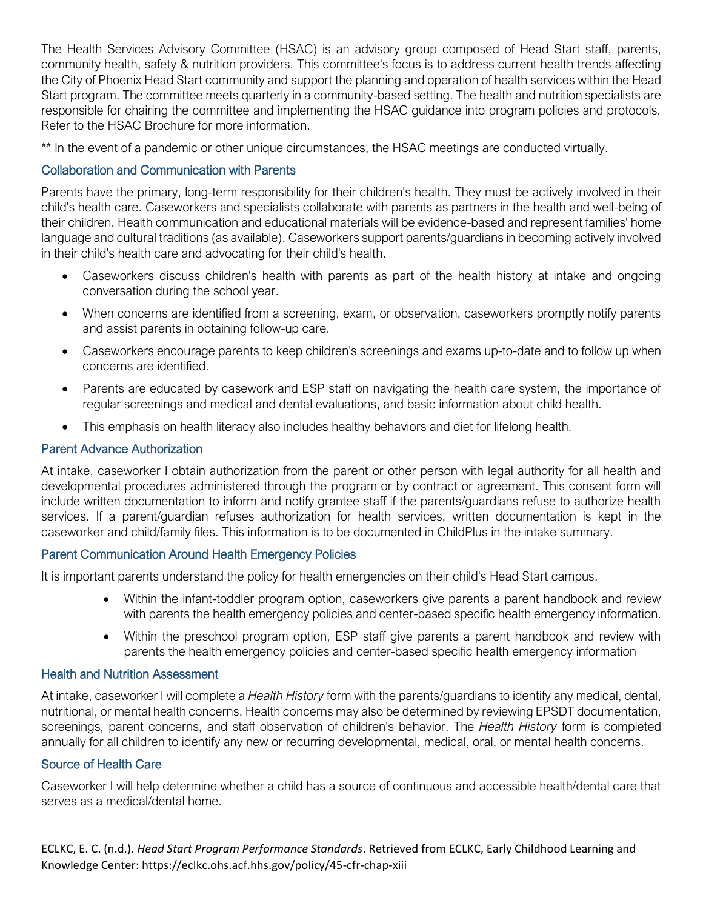The Health Services Advisory Committee (HSAC) is an advisory group composed of Head Start staff, parents, community health, safety & nutrition providers. This committee's focus is to address current health trends affecting the City of Phoenix Head Start community and support the planning and operation of health services within the Head Start program. The committee meets quarterly in a community-based setting. The health and nutrition specialists are responsible for chairing the committee and implementing the HSAC guidance into program policies and protocols. Refer to the HSAC Brochure for more information.

** In the event of a pandemic or other unique circumstances, the HSAC meetings are conducted virtually.

### Collaboration and Communication with Parents

Parents have the primary, long-term responsibility for their children's health. They must be actively involved in their child's health care. Caseworkers and specialists collaborate with parents as partners in the health and well-being of their children. Health communication and educational materials will be evidence-based and represent families' home language and cultural traditions (as available). Caseworkers support parents/guardians in becoming actively involved in their child's health care and advocating for their child's health.

- Caseworkers discuss children's health with parents as part of the health history at intake and ongoing conversation during the school year.
- When concerns are identified from a screening, exam, or observation, caseworkers promptly notify parents and assist parents in obtaining follow-up care.
- Caseworkers encourage parents to keep children's screenings and exams up-to-date and to follow up when concerns are identified.
- Parents are educated by casework and ESP staff on navigating the health care system, the importance of regular screenings and medical and dental evaluations, and basic information about child health.
- This emphasis on health literacy also includes healthy behaviors and diet for lifelong health.

### Parent Advance Authorization

At intake, caseworker I obtain authorization from the parent or other person with legal authority for all health and developmental procedures administered through the program or by contract or agreement. This consent form will include written documentation to inform and notify grantee staff if the parents/guardians refuse to authorize health services. If a parent/guardian refuses authorization for health services, written documentation is kept in the caseworker and child/family files. This information is to be documented in ChildPlus in the intake summary.

### Parent Communication Around Health Emergency Policies

It is important parents understand the policy for health emergencies on their child's Head Start campus.

- Within the infant-toddler program option, caseworkers give parents a parent handbook and review with parents the health emergency policies and center-based specific health emergency information.
- Within the preschool program option, ESP staff give parents a parent handbook and review with parents the health emergency policies and center-based specific health emergency information

### Health and Nutrition Assessment

At intake, caseworker I will complete a *Health History* form with the parents/guardians to identify any medical, dental, nutritional, or mental health concerns. Health concerns may also be determined by reviewing EPSDT documentation, screenings, parent concerns, and staff observation of children's behavior. The *Health History* form is completed annually for all children to identify any new or recurring developmental, medical, oral, or mental health concerns.

### Source of Health Care

Caseworker I will help determine whether a child has a source of continuous and accessible health/dental care that serves as a medical/dental home.

ECLKC, E. C. (n.d.). *Head Start Program Performance Standards*. Retrieved from ECLKC, Early Childhood Learning and Knowledge Center: https://eclkc.ohs.acf.hhs.gov/policy/45-cfr-chap-xiii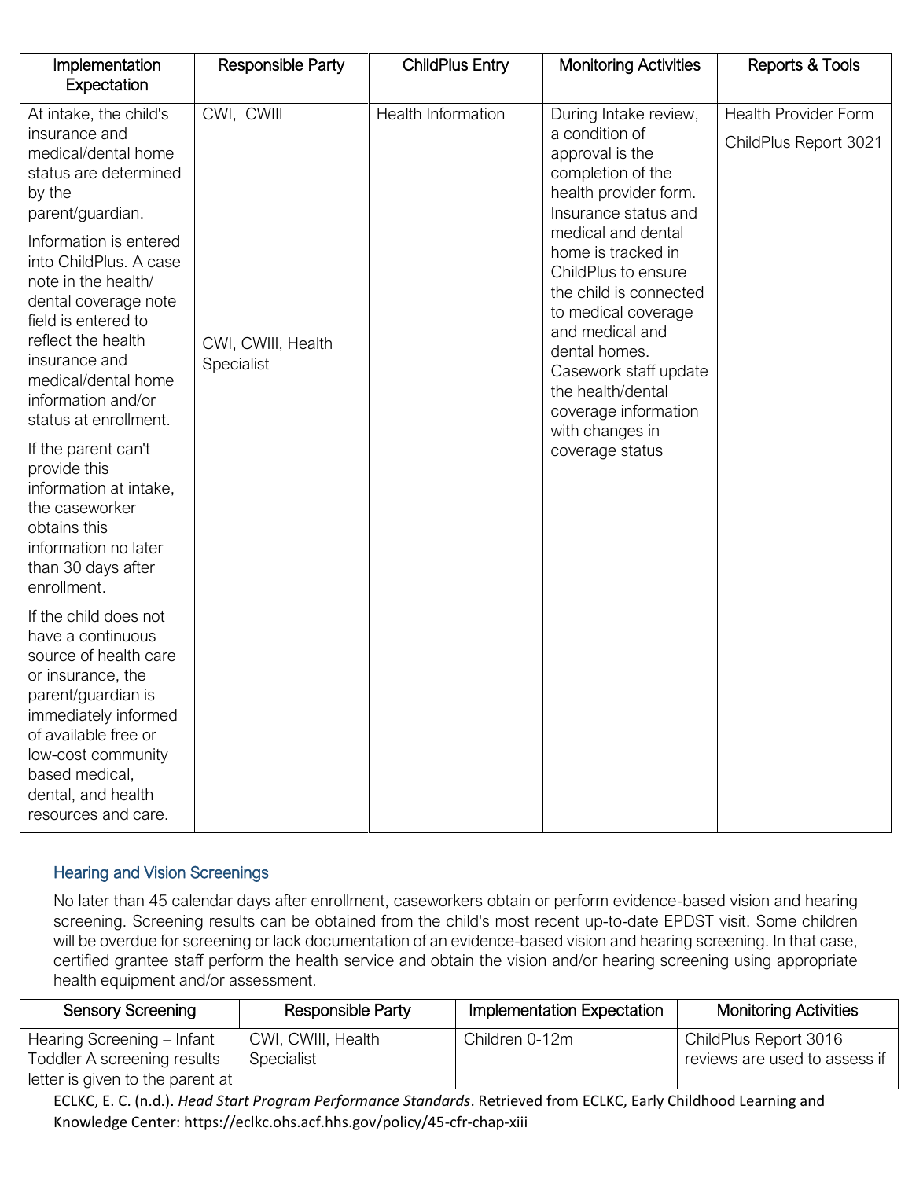| Implementation Expectation | Responsible Party | ChildPlus Entry | Monitoring Activities | Reports & Tools |
|---|---|---|---|---|
| At intake, the child's insurance and medical/dental home status are determined by the parent/guardian.<br><br>Information is entered into ChildPlus. A case note in the health/ dental coverage note field is entered to reflect the health insurance and medical/dental home information and/or status at enrollment.<br><br>If the parent can't provide this information at intake, the caseworker obtains this information no later than 30 days after enrollment.<br><br>If the child does not have a continuous source of health care or insurance, the parent/guardian is immediately informed of available free or low-cost community based medical, dental, and health resources and care. | CWI, CWIII<br><br>CWI, CWIII, Health Specialist | Health Information | During Intake review, a condition of approval is the completion of the health provider form. Insurance status and medical and dental home is tracked in ChildPlus to ensure the child is connected to medical coverage and medical and dental homes. Casework staff update the health/dental coverage information with changes in coverage status | Health Provider Form<br><br>ChildPlus Report 3021 |

### Hearing and Vision Screenings

No later than 45 calendar days after enrollment, caseworkers obtain or perform evidence-based vision and hearing screening. Screening results can be obtained from the child's most recent up-to-date EPDST visit. Some children will be overdue for screening or lack documentation of an evidence-based vision and hearing screening. In that case, certified grantee staff perform the health service and obtain the vision and/or hearing screening using appropriate health equipment and/or assessment.

| Sensory Screening | Responsible Party | Implementation Expectation | Monitoring Activities |
|---|---|---|---|
| Hearing Screening – Infant Toddler A screening results letter is given to the parent at | CWI, CWIII, Health Specialist | Children 0-12m | ChildPlus Report 3016 reviews are used to assess if |

ECLKC, E. C. (n.d.). *Head Start Program Performance Standards*. Retrieved from ECLKC, Early Childhood Learning and Knowledge Center: https://eclkc.ohs.acf.hhs.gov/policy/45-cfr-chap-xiii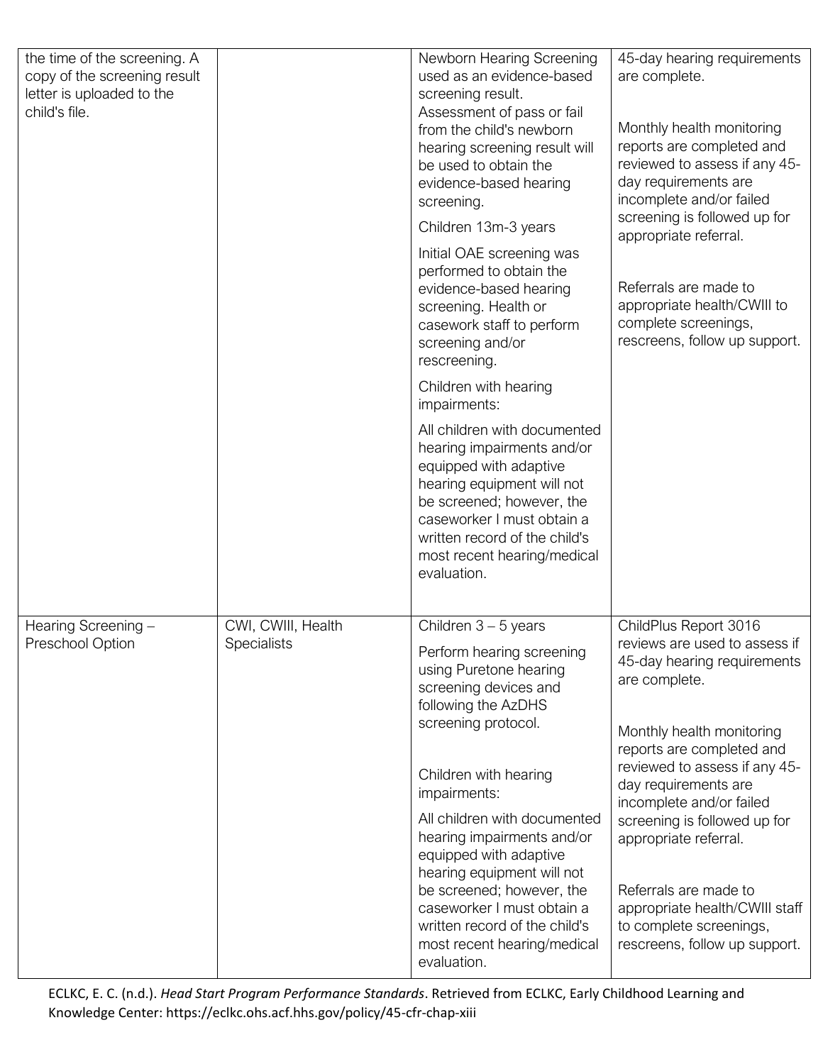| | | | |
|---|---|---|---|
| the time of the screening. A copy of the screening result letter is uploaded to the child's file. | | Newborn Hearing Screening used as an evidence-based screening result. Assessment of pass or fail from the child's newborn hearing screening result will be used to obtain the evidence-based hearing screening.<br><br>Children 13m-3 years<br><br>Initial OAE screening was performed to obtain the evidence-based hearing screening. Health or casework staff to perform screening and/or rescreening.<br><br>Children with hearing impairments:<br><br>All children with documented hearing impairments and/or equipped with adaptive hearing equipment will not be screened; however, the caseworker I must obtain a written record of the child's most recent hearing/medical evaluation. | 45-day hearing requirements are complete.<br><br>Monthly health monitoring reports are completed and reviewed to assess if any 45-day requirements are incomplete and/or failed screening is followed up for appropriate referral.<br><br>Referrals are made to appropriate health/CWIII to complete screenings, rescreens, follow up support. |
| Hearing Screening – Preschool Option | CWI, CWIII, Health Specialists | Children 3 – 5 years<br><br>Perform hearing screening using Puretone hearing screening devices and following the AzDHS screening protocol.<br><br>Children with hearing impairments:<br><br>All children with documented hearing impairments and/or equipped with adaptive hearing equipment will not be screened; however, the caseworker I must obtain a written record of the child's most recent hearing/medical evaluation. | ChildPlus Report 3016 reviews are used to assess if 45-day hearing requirements are complete.<br><br>Monthly health monitoring reports are completed and reviewed to assess if any 45-day requirements are incomplete and/or failed screening is followed up for appropriate referral.<br><br>Referrals are made to appropriate health/CWIII staff to complete screenings, rescreens, follow up support. |

ECLKC, E. C. (n.d.). *Head Start Program Performance Standards*. Retrieved from ECLKC, Early Childhood Learning and Knowledge Center: https://eclkc.ohs.acf.hhs.gov/policy/45-cfr-chap-xiii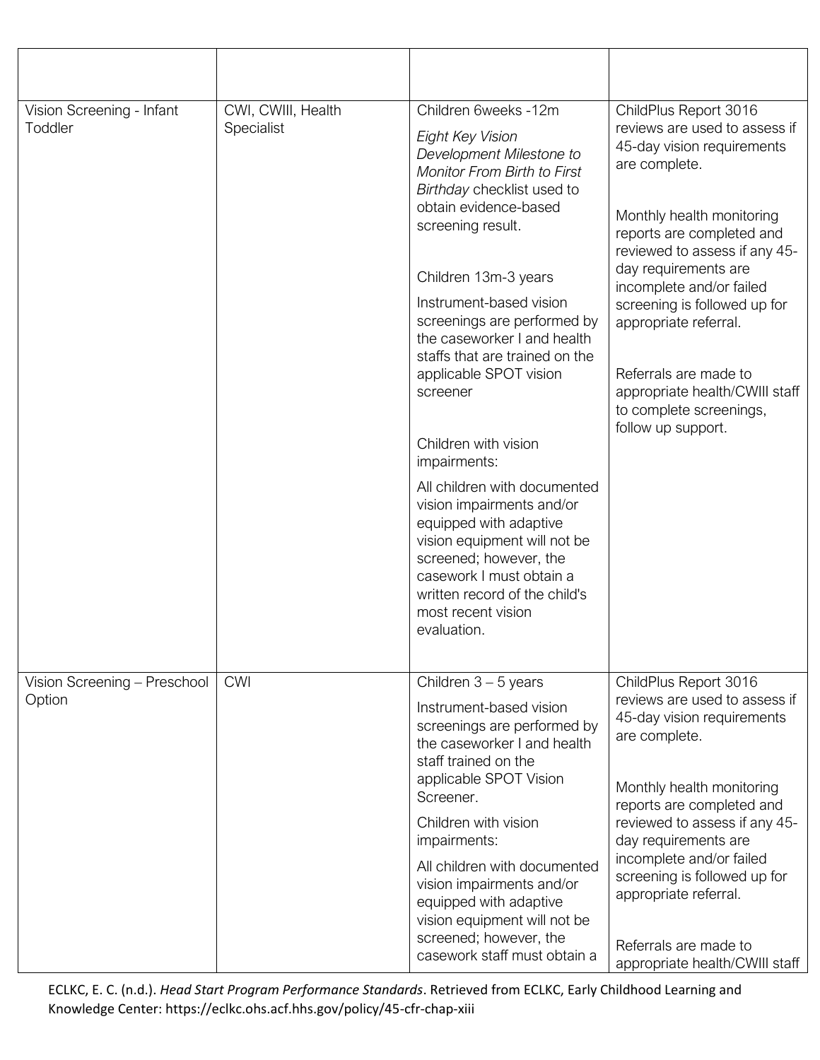| | | | |
|---|---|---|---|
| Vision Screening - Infant Toddler | CWI, CWIII, Health Specialist | Children 6weeks -12m<br>*Eight Key Vision Development Milestone to Monitor From Birth to First Birthday* checklist used to obtain evidence-based screening result.<br><br>Children 13m-3 years<br>Instrument-based vision screenings are performed by the caseworker I and health staffs that are trained on the applicable SPOT vision screener<br><br>Children with vision impairments:<br>All children with documented vision impairments and/or equipped with adaptive vision equipment will not be screened; however, the casework I must obtain a written record of the child's most recent vision evaluation. | ChildPlus Report 3016 reviews are used to assess if 45-day vision requirements are complete.<br><br>Monthly health monitoring reports are completed and reviewed to assess if any 45-day requirements are incomplete and/or failed screening is followed up for appropriate referral.<br><br>Referrals are made to appropriate health/CWIII staff to complete screenings, follow up support. |
| Vision Screening – Preschool Option | CWI | Children 3 – 5 years<br>Instrument-based vision screenings are performed by the caseworker I and health staff trained on the applicable SPOT Vision Screener.<br>Children with vision impairments:<br>All children with documented vision impairments and/or equipped with adaptive vision equipment will not be screened; however, the casework staff must obtain a | ChildPlus Report 3016 reviews are used to assess if 45-day vision requirements are complete.<br><br>Monthly health monitoring reports are completed and reviewed to assess if any 45-day requirements are incomplete and/or failed screening is followed up for appropriate referral.<br><br>Referrals are made to appropriate health/CWIII staff |

ECLKC, E. C. (n.d.). *Head Start Program Performance Standards*. Retrieved from ECLKC, Early Childhood Learning and Knowledge Center: https://eclkc.ohs.acf.hhs.gov/policy/45-cfr-chap-xiii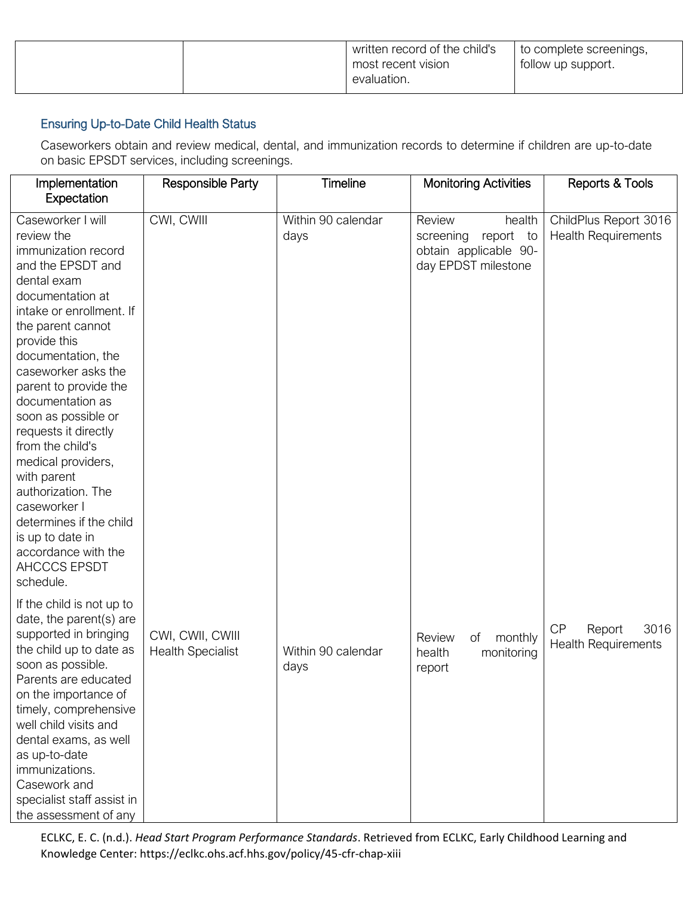| | | written record of the child's most recent vision evaluation. | to complete screenings, follow up support. |
|---|---|---|---|

### Ensuring Up-to-Date Child Health Status

Caseworkers obtain and review medical, dental, and immunization records to determine if children are up-to-date on basic EPSDT services, including screenings.

| Implementation Expectation | Responsible Party | Timeline | Monitoring Activities | Reports & Tools |
|---|---|---|---|---|
| Caseworker I will review the immunization record and the EPSDT and dental exam documentation at intake or enrollment. If the parent cannot provide this documentation, the caseworker asks the parent to provide the documentation as soon as possible or requests it directly from the child's medical providers, with parent authorization. The caseworker I determines if the child is up to date in accordance with the AHCCCS EPSDT schedule. | CWI, CWIII | Within 90 calendar days | Review health screening report to obtain applicable 90-day EPDST milestone | ChildPlus Report 3016 Health Requirements |
| If the child is not up to date, the parent(s) are supported in bringing the child up to date as soon as possible. Parents are educated on the importance of timely, comprehensive well child visits and dental exams, as well as up-to-date immunizations. Casework and specialist staff assist in the assessment of any | CWI, CWII, CWIII Health Specialist | Within 90 calendar days | Review of monthly health monitoring report | CP Report 3016 Health Requirements |

ECLKC, E. C. (n.d.). *Head Start Program Performance Standards*. Retrieved from ECLKC, Early Childhood Learning and Knowledge Center: https://eclkc.ohs.acf.hhs.gov/policy/45-cfr-chap-xiii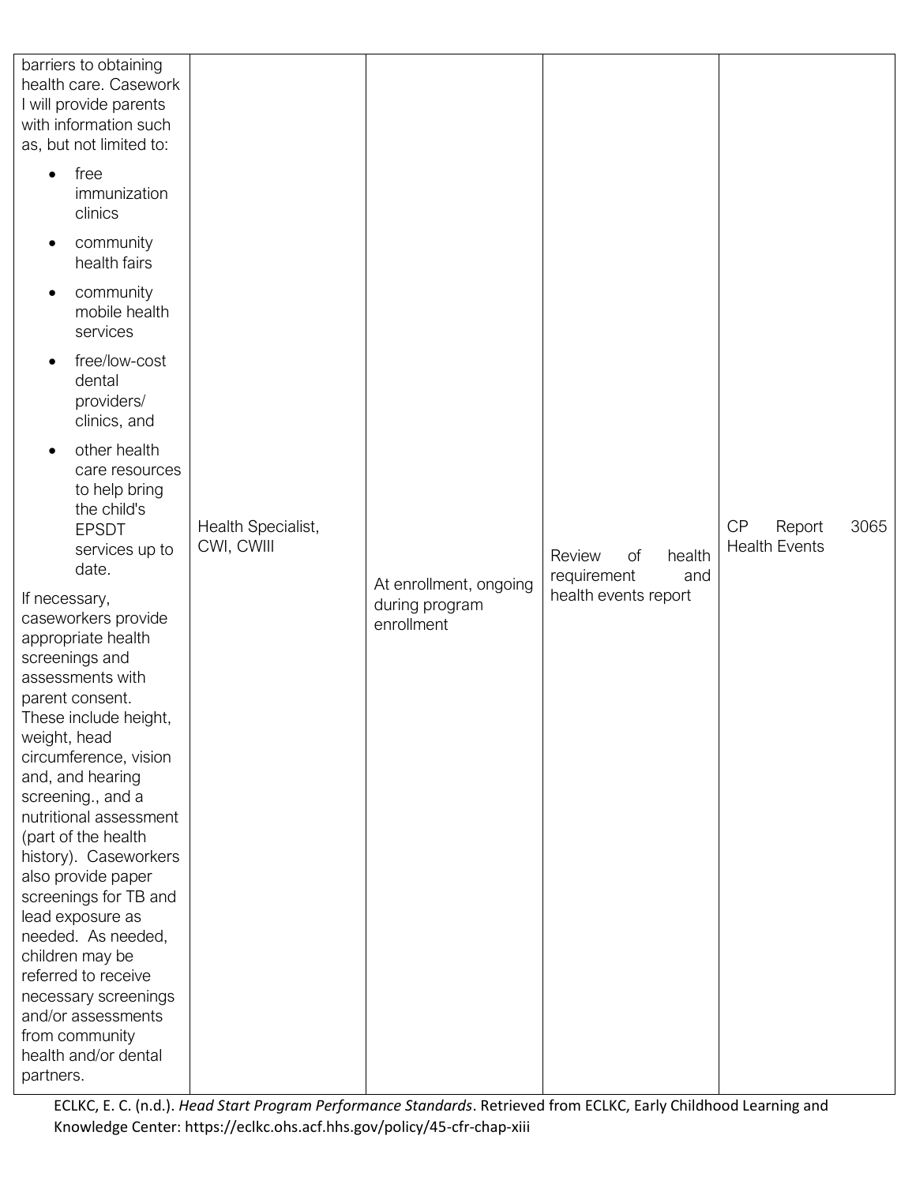| | | | | |
|---|---|---|---|---|
| barriers to obtaining health care. Casework I will provide parents with information such as, but not limited to:<br>• free immunization clinics<br>• community health fairs<br>• community mobile health services<br>• free/low-cost dental providers/ clinics, and<br>• other health care resources to help bring the child's EPSDT services up to date.<br>If necessary, caseworkers provide appropriate health screenings and assessments with parent consent. These include height, weight, head circumference, vision and, and hearing screening., and a nutritional assessment (part of the health history). Caseworkers also provide paper screenings for TB and lead exposure as needed. As needed, children may be referred to receive necessary screenings and/or assessments from community health and/or dental partners. | Health Specialist, CWI, CWIII | At enrollment, ongoing during program enrollment | Review of health requirement and health events report | CP Report 3065 Health Events |

ECLKC, E. C. (n.d.). *Head Start Program Performance Standards*. Retrieved from ECLKC, Early Childhood Learning and Knowledge Center: https://eclkc.ohs.acf.hhs.gov/policy/45-cfr-chap-xiii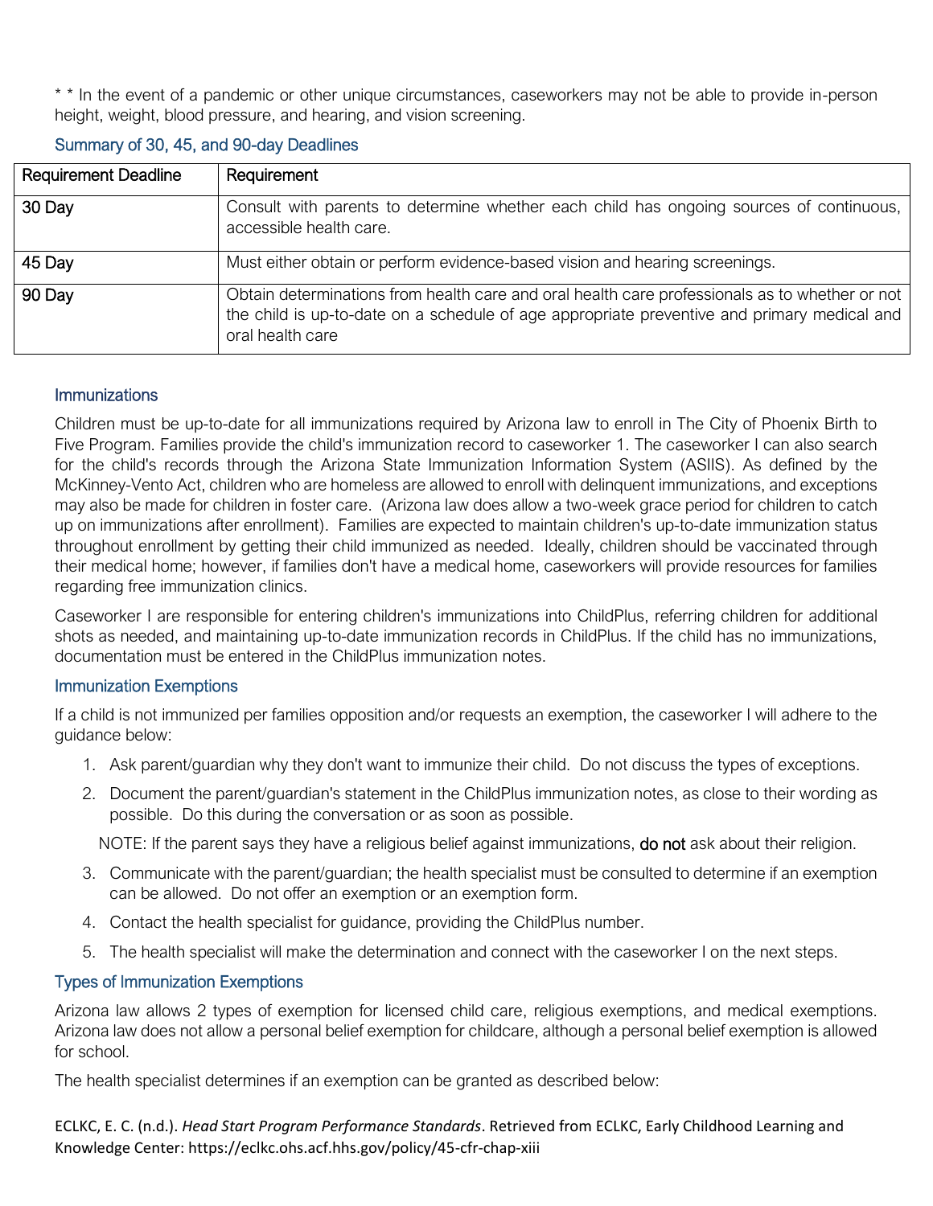* * In the event of a pandemic or other unique circumstances, caseworkers may not be able to provide in-person height, weight, blood pressure, and hearing, and vision screening.

### Summary of 30, 45, and 90-day Deadlines

| Requirement Deadline | Requirement |
|---|---|
| 30 Day | Consult with parents to determine whether each child has ongoing sources of continuous, accessible health care. |
| 45 Day | Must either obtain or perform evidence-based vision and hearing screenings. |
| 90 Day | Obtain determinations from health care and oral health care professionals as to whether or not the child is up-to-date on a schedule of age appropriate preventive and primary medical and oral health care |

### Immunizations

Children must be up-to-date for all immunizations required by Arizona law to enroll in The City of Phoenix Birth to Five Program. Families provide the child's immunization record to caseworker 1. The caseworker I can also search for the child's records through the Arizona State Immunization Information System (ASIIS). As defined by the McKinney-Vento Act, children who are homeless are allowed to enroll with delinquent immunizations, and exceptions may also be made for children in foster care. (Arizona law does allow a two-week grace period for children to catch up on immunizations after enrollment). Families are expected to maintain children's up-to-date immunization status throughout enrollment by getting their child immunized as needed. Ideally, children should be vaccinated through their medical home; however, if families don't have a medical home, caseworkers will provide resources for families regarding free immunization clinics.

Caseworker I are responsible for entering children's immunizations into ChildPlus, referring children for additional shots as needed, and maintaining up-to-date immunization records in ChildPlus. If the child has no immunizations, documentation must be entered in the ChildPlus immunization notes.

### Immunization Exemptions

If a child is not immunized per families opposition and/or requests an exemption, the caseworker I will adhere to the guidance below:

1. Ask parent/guardian why they don't want to immunize their child. Do not discuss the types of exceptions.
2. Document the parent/guardian's statement in the ChildPlus immunization notes, as close to their wording as possible. Do this during the conversation or as soon as possible.

   NOTE: If the parent says they have a religious belief against immunizations, **do not** ask about their religion.

3. Communicate with the parent/guardian; the health specialist must be consulted to determine if an exemption can be allowed. Do not offer an exemption or an exemption form.
4. Contact the health specialist for guidance, providing the ChildPlus number.
5. The health specialist will make the determination and connect with the caseworker I on the next steps.

### Types of Immunization Exemptions

Arizona law allows 2 types of exemption for licensed child care, religious exemptions, and medical exemptions. Arizona law does not allow a personal belief exemption for childcare, although a personal belief exemption is allowed for school.

The health specialist determines if an exemption can be granted as described below:

ECLKC, E. C. (n.d.). *Head Start Program Performance Standards*. Retrieved from ECLKC, Early Childhood Learning and Knowledge Center: https://eclkc.ohs.acf.hhs.gov/policy/45-cfr-chap-xiii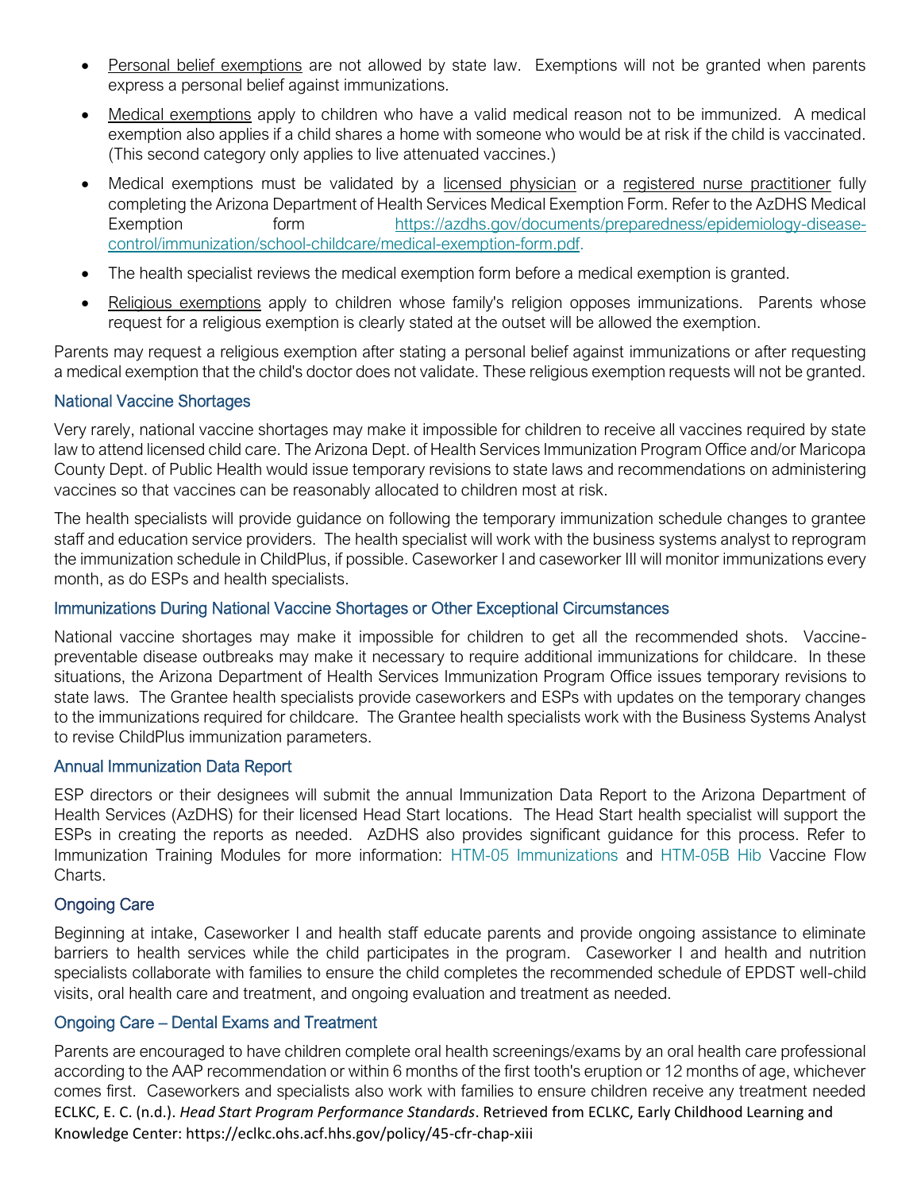- Personal belief exemptions are not allowed by state law. Exemptions will not be granted when parents express a personal belief against immunizations.
- Medical exemptions apply to children who have a valid medical reason not to be immunized. A medical exemption also applies if a child shares a home with someone who would be at risk if the child is vaccinated. (This second category only applies to live attenuated vaccines.)
- Medical exemptions must be validated by a licensed physician or a registered nurse practitioner fully completing the Arizona Department of Health Services Medical Exemption Form. Refer to the AzDHS Medical Exemption form https://azdhs.gov/documents/preparedness/epidemiology-disease-control/immunization/school-childcare/medical-exemption-form.pdf.
- The health specialist reviews the medical exemption form before a medical exemption is granted.
- Religious exemptions apply to children whose family's religion opposes immunizations. Parents whose request for a religious exemption is clearly stated at the outset will be allowed the exemption.

Parents may request a religious exemption after stating a personal belief against immunizations or after requesting a medical exemption that the child's doctor does not validate. These religious exemption requests will not be granted.

### National Vaccine Shortages

Very rarely, national vaccine shortages may make it impossible for children to receive all vaccines required by state law to attend licensed child care. The Arizona Dept. of Health Services Immunization Program Office and/or Maricopa County Dept. of Public Health would issue temporary revisions to state laws and recommendations on administering vaccines so that vaccines can be reasonably allocated to children most at risk.

The health specialists will provide guidance on following the temporary immunization schedule changes to grantee staff and education service providers. The health specialist will work with the business systems analyst to reprogram the immunization schedule in ChildPlus, if possible. Caseworker I and caseworker III will monitor immunizations every month, as do ESPs and health specialists.

### Immunizations During National Vaccine Shortages or Other Exceptional Circumstances

National vaccine shortages may make it impossible for children to get all the recommended shots. Vaccine-preventable disease outbreaks may make it necessary to require additional immunizations for childcare. In these situations, the Arizona Department of Health Services Immunization Program Office issues temporary revisions to state laws. The Grantee health specialists provide caseworkers and ESPs with updates on the temporary changes to the immunizations required for childcare. The Grantee health specialists work with the Business Systems Analyst to revise ChildPlus immunization parameters.

### Annual Immunization Data Report

ESP directors or their designees will submit the annual Immunization Data Report to the Arizona Department of Health Services (AzDHS) for their licensed Head Start locations. The Head Start health specialist will support the ESPs in creating the reports as needed. AzDHS also provides significant guidance for this process. Refer to Immunization Training Modules for more information: HTM-05 Immunizations and HTM-05B Hib Vaccine Flow Charts.

### Ongoing Care

Beginning at intake, Caseworker I and health staff educate parents and provide ongoing assistance to eliminate barriers to health services while the child participates in the program. Caseworker I and health and nutrition specialists collaborate with families to ensure the child completes the recommended schedule of EPDST well-child visits, oral health care and treatment, and ongoing evaluation and treatment as needed.

### Ongoing Care – Dental Exams and Treatment

Parents are encouraged to have children complete oral health screenings/exams by an oral health care professional according to the AAP recommendation or within 6 months of the first tooth's eruption or 12 months of age, whichever comes first. Caseworkers and specialists also work with families to ensure children receive any treatment needed

ECLKC, E. C. (n.d.). *Head Start Program Performance Standards*. Retrieved from ECLKC, Early Childhood Learning and Knowledge Center: https://eclkc.ohs.acf.hhs.gov/policy/45-cfr-chap-xiii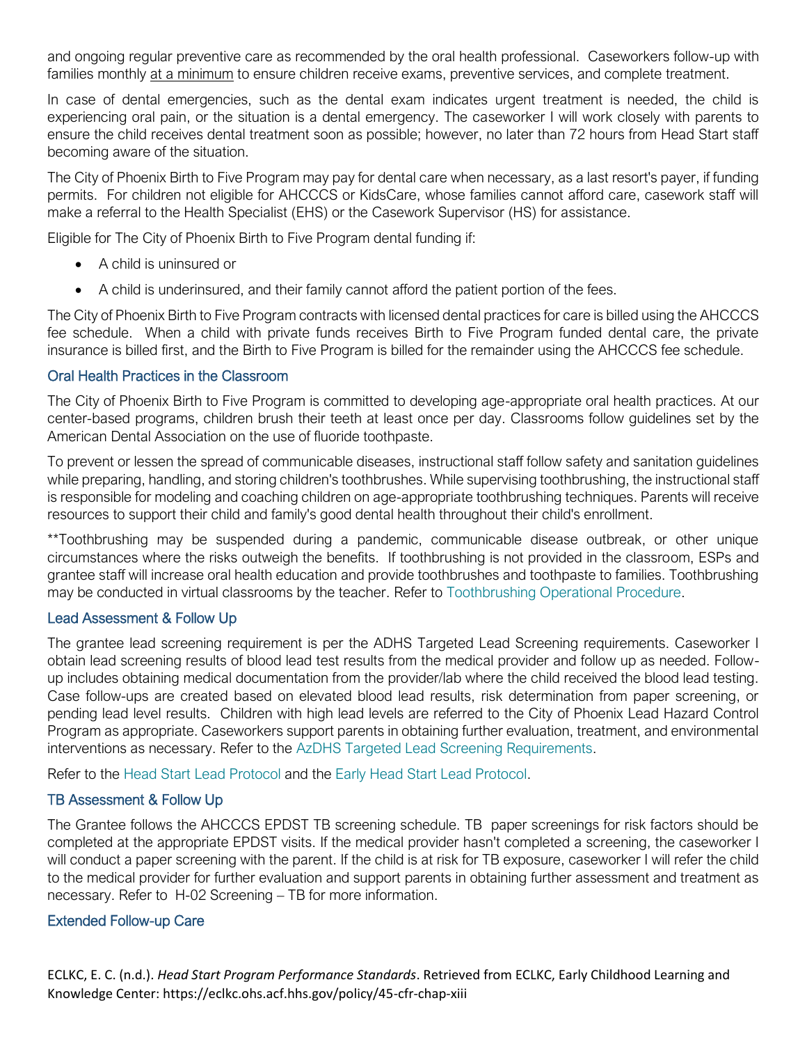and ongoing regular preventive care as recommended by the oral health professional. Caseworkers follow-up with families monthly <u>at a minimum</u> to ensure children receive exams, preventive services, and complete treatment.

In case of dental emergencies, such as the dental exam indicates urgent treatment is needed, the child is experiencing oral pain, or the situation is a dental emergency. The caseworker I will work closely with parents to ensure the child receives dental treatment soon as possible; however, no later than 72 hours from Head Start staff becoming aware of the situation.

The City of Phoenix Birth to Five Program may pay for dental care when necessary, as a last resort's payer, if funding permits. For children not eligible for AHCCCS or KidsCare, whose families cannot afford care, casework staff will make a referral to the Health Specialist (EHS) or the Casework Supervisor (HS) for assistance.

Eligible for The City of Phoenix Birth to Five Program dental funding if:

- A child is uninsured or
- A child is underinsured, and their family cannot afford the patient portion of the fees.

The City of Phoenix Birth to Five Program contracts with licensed dental practices for care is billed using the AHCCCS fee schedule. When a child with private funds receives Birth to Five Program funded dental care, the private insurance is billed first, and the Birth to Five Program is billed for the remainder using the AHCCCS fee schedule.

### Oral Health Practices in the Classroom

The City of Phoenix Birth to Five Program is committed to developing age-appropriate oral health practices. At our center-based programs, children brush their teeth at least once per day. Classrooms follow guidelines set by the American Dental Association on the use of fluoride toothpaste.

To prevent or lessen the spread of communicable diseases, instructional staff follow safety and sanitation guidelines while preparing, handling, and storing children's toothbrushes. While supervising toothbrushing, the instructional staff is responsible for modeling and coaching children on age-appropriate toothbrushing techniques. Parents will receive resources to support their child and family's good dental health throughout their child's enrollment.

**Toothbrushing may be suspended during a pandemic, communicable disease outbreak, or other unique circumstances where the risks outweigh the benefits. If toothbrushing is not provided in the classroom, ESPs and grantee staff will increase oral health education and provide toothbrushes and toothpaste to families. Toothbrushing may be conducted in virtual classrooms by the teacher. Refer to Toothbrushing Operational Procedure.

### Lead Assessment & Follow Up

The grantee lead screening requirement is per the ADHS Targeted Lead Screening requirements. Caseworker I obtain lead screening results of blood lead test results from the medical provider and follow up as needed. Follow-up includes obtaining medical documentation from the provider/lab where the child received the blood lead testing. Case follow-ups are created based on elevated blood lead results, risk determination from paper screening, or pending lead level results. Children with high lead levels are referred to the City of Phoenix Lead Hazard Control Program as appropriate. Caseworkers support parents in obtaining further evaluation, treatment, and environmental interventions as necessary. Refer to the AzDHS Targeted Lead Screening Requirements.

Refer to the Head Start Lead Protocol and the Early Head Start Lead Protocol.

### TB Assessment & Follow Up

The Grantee follows the AHCCCS EPDST TB screening schedule. TB paper screenings for risk factors should be completed at the appropriate EPDST visits. If the medical provider hasn't completed a screening, the caseworker I will conduct a paper screening with the parent. If the child is at risk for TB exposure, caseworker I will refer the child to the medical provider for further evaluation and support parents in obtaining further assessment and treatment as necessary. Refer to H-02 Screening – TB for more information.

### Extended Follow-up Care

ECLKC, E. C. (n.d.). *Head Start Program Performance Standards*. Retrieved from ECLKC, Early Childhood Learning and Knowledge Center: https://eclkc.ohs.acf.hhs.gov/policy/45-cfr-chap-xiii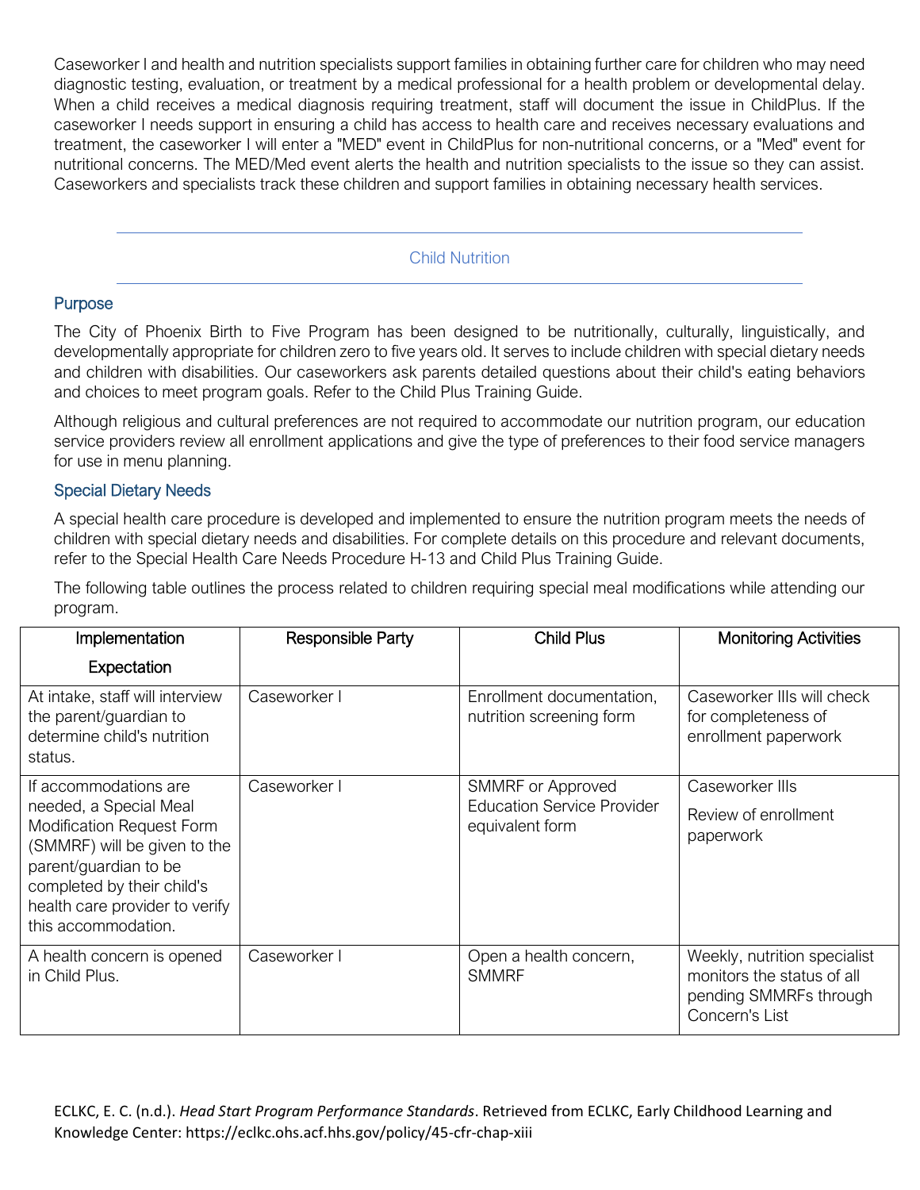Caseworker I and health and nutrition specialists support families in obtaining further care for children who may need diagnostic testing, evaluation, or treatment by a medical professional for a health problem or developmental delay. When a child receives a medical diagnosis requiring treatment, staff will document the issue in ChildPlus. If the caseworker I needs support in ensuring a child has access to health care and receives necessary evaluations and treatment, the caseworker I will enter a "MED" event in ChildPlus for non-nutritional concerns, or a "Med" event for nutritional concerns. The MED/Med event alerts the health and nutrition specialists to the issue so they can assist. Caseworkers and specialists track these children and support families in obtaining necessary health services.

## Child Nutrition

### Purpose

The City of Phoenix Birth to Five Program has been designed to be nutritionally, culturally, linguistically, and developmentally appropriate for children zero to five years old. It serves to include children with special dietary needs and children with disabilities. Our caseworkers ask parents detailed questions about their child's eating behaviors and choices to meet program goals. Refer to the Child Plus Training Guide.

Although religious and cultural preferences are not required to accommodate our nutrition program, our education service providers review all enrollment applications and give the type of preferences to their food service managers for use in menu planning.

### Special Dietary Needs

A special health care procedure is developed and implemented to ensure the nutrition program meets the needs of children with special dietary needs and disabilities. For complete details on this procedure and relevant documents, refer to the Special Health Care Needs Procedure H-13 and Child Plus Training Guide.

The following table outlines the process related to children requiring special meal modifications while attending our program.

| Implementation Expectation | Responsible Party | Child Plus | Monitoring Activities |
|---|---|---|---|
| At intake, staff will interview the parent/guardian to determine child's nutrition status. | Caseworker I | Enrollment documentation, nutrition screening form | Caseworker IIIs will check for completeness of enrollment paperwork |
| If accommodations are needed, a Special Meal Modification Request Form (SMMRF) will be given to the parent/guardian to be completed by their child's health care provider to verify this accommodation. | Caseworker I | SMMRF or Approved Education Service Provider equivalent form | Caseworker IIIs<br>Review of enrollment paperwork |
| A health concern is opened in Child Plus. | Caseworker I | Open a health concern, SMMRF | Weekly, nutrition specialist monitors the status of all pending SMMRFs through Concern's List |

ECLKC, E. C. (n.d.). *Head Start Program Performance Standards*. Retrieved from ECLKC, Early Childhood Learning and Knowledge Center: https://eclkc.ohs.acf.hhs.gov/policy/45-cfr-chap-xiii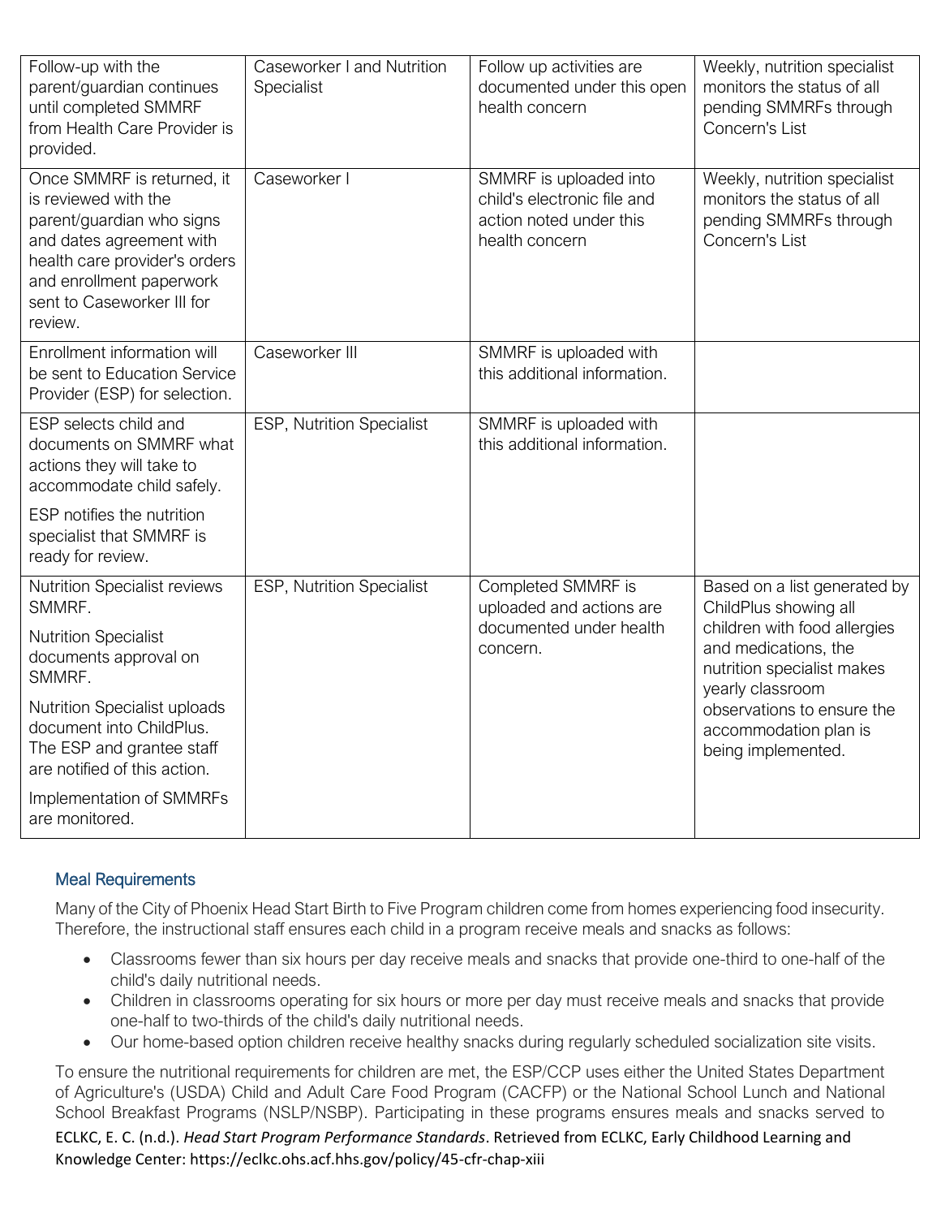| | | | |
|---|---|---|---|
| Follow-up with the parent/guardian continues until completed SMMRF from Health Care Provider is provided. | Caseworker I and Nutrition Specialist | Follow up activities are documented under this open health concern | Weekly, nutrition specialist monitors the status of all pending SMMRFs through Concern's List |
| Once SMMRF is returned, it is reviewed with the parent/guardian who signs and dates agreement with health care provider's orders and enrollment paperwork sent to Caseworker III for review. | Caseworker I | SMMRF is uploaded into child's electronic file and action noted under this health concern | Weekly, nutrition specialist monitors the status of all pending SMMRFs through Concern's List |
| Enrollment information will be sent to Education Service Provider (ESP) for selection. | Caseworker III | SMMRF is uploaded with this additional information. | |
| ESP selects child and documents on SMMRF what actions they will take to accommodate child safely.<br><br>ESP notifies the nutrition specialist that SMMRF is ready for review. | ESP, Nutrition Specialist | SMMRF is uploaded with this additional information. | |
| Nutrition Specialist reviews SMMRF.<br><br>Nutrition Specialist documents approval on SMMRF.<br><br>Nutrition Specialist uploads document into ChildPlus. The ESP and grantee staff are notified of this action.<br><br>Implementation of SMMRFs are monitored. | ESP, Nutrition Specialist | Completed SMMRF is uploaded and actions are documented under health concern. | Based on a list generated by ChildPlus showing all children with food allergies and medications, the nutrition specialist makes yearly classroom observations to ensure the accommodation plan is being implemented. |

### Meal Requirements

Many of the City of Phoenix Head Start Birth to Five Program children come from homes experiencing food insecurity. Therefore, the instructional staff ensures each child in a program receive meals and snacks as follows:

- Classrooms fewer than six hours per day receive meals and snacks that provide one-third to one-half of the child's daily nutritional needs.
- Children in classrooms operating for six hours or more per day must receive meals and snacks that provide one-half to two-thirds of the child's daily nutritional needs.
- Our home-based option children receive healthy snacks during regularly scheduled socialization site visits.

To ensure the nutritional requirements for children are met, the ESP/CCP uses either the United States Department of Agriculture's (USDA) Child and Adult Care Food Program (CACFP) or the National School Lunch and National School Breakfast Programs (NSLP/NSBP). Participating in these programs ensures meals and snacks served to

ECLKC, E. C. (n.d.). *Head Start Program Performance Standards*. Retrieved from ECLKC, Early Childhood Learning and Knowledge Center: https://eclkc.ohs.acf.hhs.gov/policy/45-cfr-chap-xiii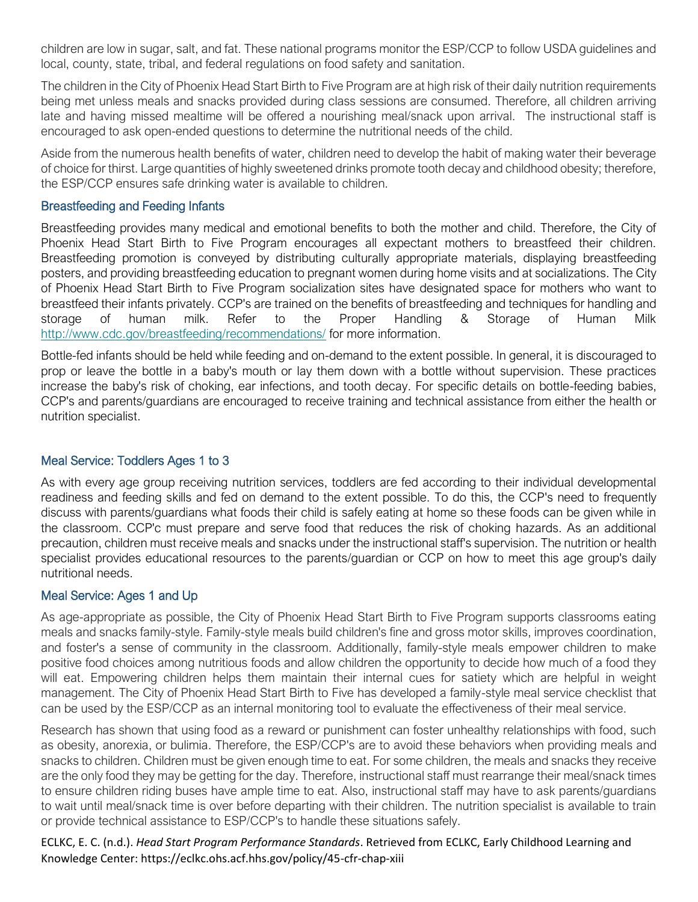children are low in sugar, salt, and fat. These national programs monitor the ESP/CCP to follow USDA guidelines and local, county, state, tribal, and federal regulations on food safety and sanitation.

The children in the City of Phoenix Head Start Birth to Five Program are at high risk of their daily nutrition requirements being met unless meals and snacks provided during class sessions are consumed. Therefore, all children arriving late and having missed mealtime will be offered a nourishing meal/snack upon arrival. The instructional staff is encouraged to ask open-ended questions to determine the nutritional needs of the child.

Aside from the numerous health benefits of water, children need to develop the habit of making water their beverage of choice for thirst. Large quantities of highly sweetened drinks promote tooth decay and childhood obesity; therefore, the ESP/CCP ensures safe drinking water is available to children.

### Breastfeeding and Feeding Infants

Breastfeeding provides many medical and emotional benefits to both the mother and child. Therefore, the City of Phoenix Head Start Birth to Five Program encourages all expectant mothers to breastfeed their children. Breastfeeding promotion is conveyed by distributing culturally appropriate materials, displaying breastfeeding posters, and providing breastfeeding education to pregnant women during home visits and at socializations. The City of Phoenix Head Start Birth to Five Program socialization sites have designated space for mothers who want to breastfeed their infants privately. CCP's are trained on the benefits of breastfeeding and techniques for handling and storage of human milk. Refer to the Proper Handling & Storage of Human Milk http://www.cdc.gov/breastfeeding/recommendations/ for more information.

Bottle-fed infants should be held while feeding and on-demand to the extent possible. In general, it is discouraged to prop or leave the bottle in a baby's mouth or lay them down with a bottle without supervision. These practices increase the baby's risk of choking, ear infections, and tooth decay. For specific details on bottle-feeding babies, CCP's and parents/guardians are encouraged to receive training and technical assistance from either the health or nutrition specialist.

### Meal Service: Toddlers Ages 1 to 3

As with every age group receiving nutrition services, toddlers are fed according to their individual developmental readiness and feeding skills and fed on demand to the extent possible. To do this, the CCP's need to frequently discuss with parents/guardians what foods their child is safely eating at home so these foods can be given while in the classroom. CCP'c must prepare and serve food that reduces the risk of choking hazards. As an additional precaution, children must receive meals and snacks under the instructional staff's supervision. The nutrition or health specialist provides educational resources to the parents/guardian or CCP on how to meet this age group's daily nutritional needs.

### Meal Service: Ages 1 and Up

As age-appropriate as possible, the City of Phoenix Head Start Birth to Five Program supports classrooms eating meals and snacks family-style. Family-style meals build children's fine and gross motor skills, improves coordination, and foster's a sense of community in the classroom. Additionally, family-style meals empower children to make positive food choices among nutritious foods and allow children the opportunity to decide how much of a food they will eat. Empowering children helps them maintain their internal cues for satiety which are helpful in weight management. The City of Phoenix Head Start Birth to Five has developed a family-style meal service checklist that can be used by the ESP/CCP as an internal monitoring tool to evaluate the effectiveness of their meal service.

Research has shown that using food as a reward or punishment can foster unhealthy relationships with food, such as obesity, anorexia, or bulimia. Therefore, the ESP/CCP's are to avoid these behaviors when providing meals and snacks to children. Children must be given enough time to eat. For some children, the meals and snacks they receive are the only food they may be getting for the day. Therefore, instructional staff must rearrange their meal/snack times to ensure children riding buses have ample time to eat. Also, instructional staff may have to ask parents/guardians to wait until meal/snack time is over before departing with their children. The nutrition specialist is available to train or provide technical assistance to ESP/CCP's to handle these situations safely.

ECLKC, E. C. (n.d.). *Head Start Program Performance Standards*. Retrieved from ECLKC, Early Childhood Learning and Knowledge Center: https://eclkc.ohs.acf.hhs.gov/policy/45-cfr-chap-xiii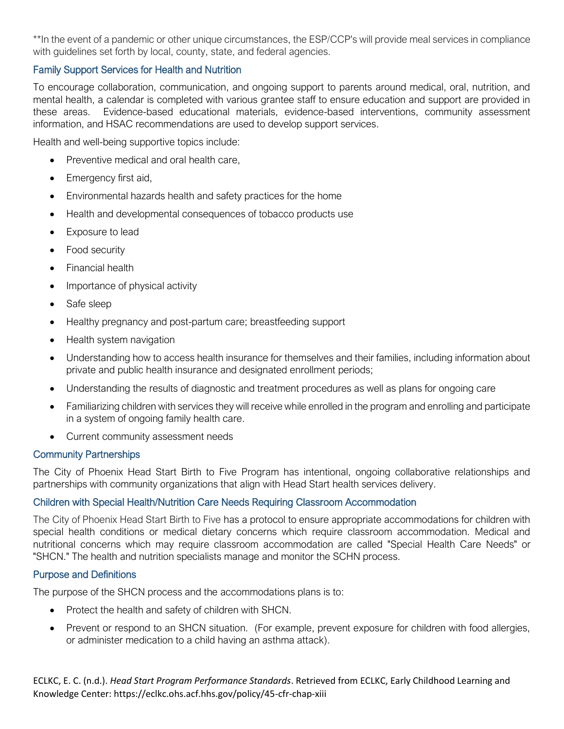**In the event of a pandemic or other unique circumstances, the ESP/CCP's will provide meal services in compliance with guidelines set forth by local, county, state, and federal agencies.

### Family Support Services for Health and Nutrition

To encourage collaboration, communication, and ongoing support to parents around medical, oral, nutrition, and mental health, a calendar is completed with various grantee staff to ensure education and support are provided in these areas. Evidence-based educational materials, evidence-based interventions, community assessment information, and HSAC recommendations are used to develop support services.

Health and well-being supportive topics include:

- Preventive medical and oral health care,
- Emergency first aid,
- Environmental hazards health and safety practices for the home
- Health and developmental consequences of tobacco products use
- Exposure to lead
- Food security
- Financial health
- Importance of physical activity
- Safe sleep
- Healthy pregnancy and post-partum care; breastfeeding support
- Health system navigation
- Understanding how to access health insurance for themselves and their families, including information about private and public health insurance and designated enrollment periods;
- Understanding the results of diagnostic and treatment procedures as well as plans for ongoing care
- Familiarizing children with services they will receive while enrolled in the program and enrolling and participate in a system of ongoing family health care.
- Current community assessment needs

### Community Partnerships

The City of Phoenix Head Start Birth to Five Program has intentional, ongoing collaborative relationships and partnerships with community organizations that align with Head Start health services delivery.

### Children with Special Health/Nutrition Care Needs Requiring Classroom Accommodation

The City of Phoenix Head Start Birth to Five has a protocol to ensure appropriate accommodations for children with special health conditions or medical dietary concerns which require classroom accommodation. Medical and nutritional concerns which may require classroom accommodation are called "Special Health Care Needs" or "SHCN." The health and nutrition specialists manage and monitor the SCHN process.

### Purpose and Definitions

The purpose of the SHCN process and the accommodations plans is to:

- Protect the health and safety of children with SHCN.
- Prevent or respond to an SHCN situation. (For example, prevent exposure for children with food allergies, or administer medication to a child having an asthma attack).

ECLKC, E. C. (n.d.). *Head Start Program Performance Standards*. Retrieved from ECLKC, Early Childhood Learning and Knowledge Center: https://eclkc.ohs.acf.hhs.gov/policy/45-cfr-chap-xiii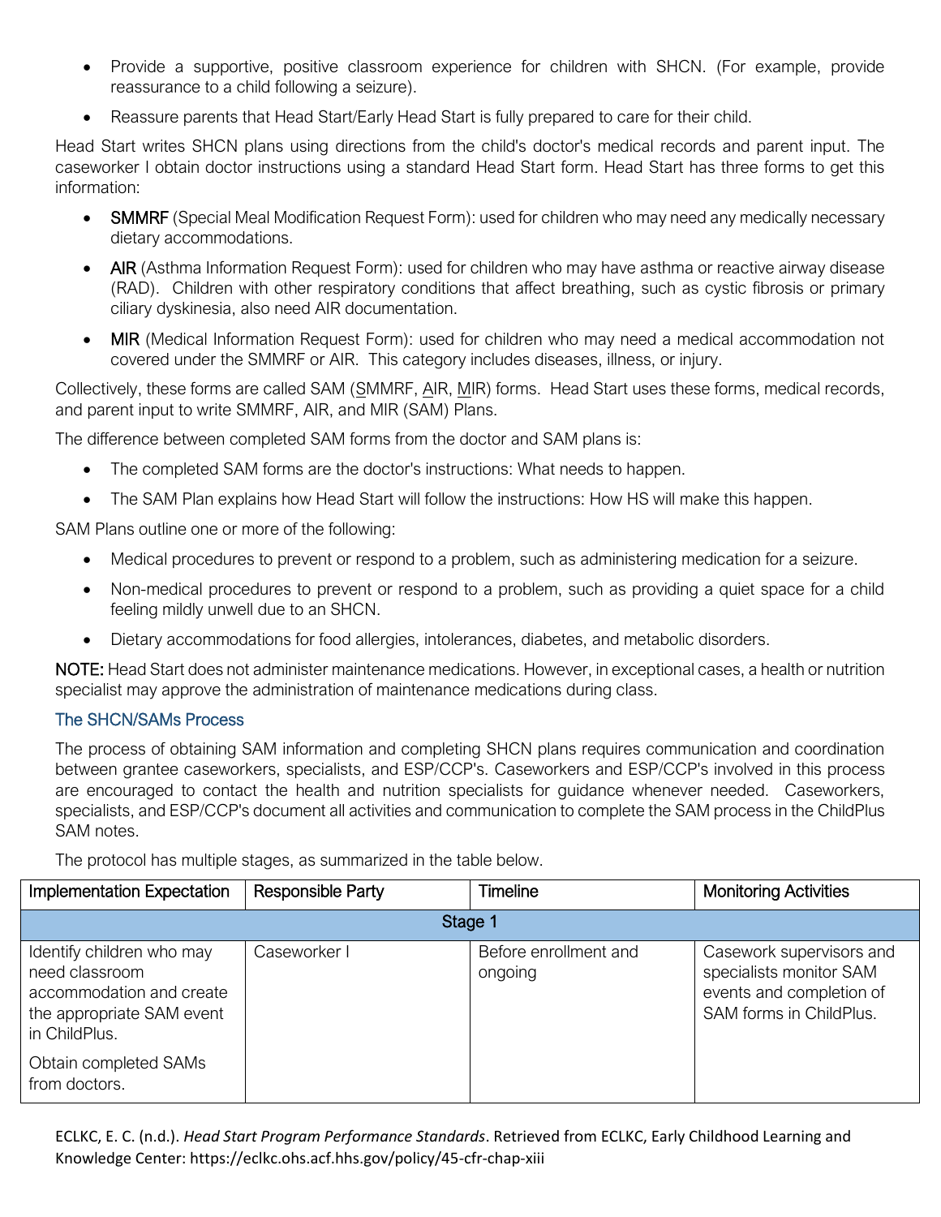- Provide a supportive, positive classroom experience for children with SHCN. (For example, provide reassurance to a child following a seizure).
- Reassure parents that Head Start/Early Head Start is fully prepared to care for their child.

Head Start writes SHCN plans using directions from the child's doctor's medical records and parent input. The caseworker I obtain doctor instructions using a standard Head Start form. Head Start has three forms to get this information:

- **SMMRF** (Special Meal Modification Request Form): used for children who may need any medically necessary dietary accommodations.
- **AIR** (Asthma Information Request Form): used for children who may have asthma or reactive airway disease (RAD). Children with other respiratory conditions that affect breathing, such as cystic fibrosis or primary ciliary dyskinesia, also need AIR documentation.
- **MIR** (Medical Information Request Form): used for children who may need a medical accommodation not covered under the SMMRF or AIR. This category includes diseases, illness, or injury.

Collectively, these forms are called SAM (SMMRF, AIR, MIR) forms. Head Start uses these forms, medical records, and parent input to write SMMRF, AIR, and MIR (SAM) Plans.

The difference between completed SAM forms from the doctor and SAM plans is:

- The completed SAM forms are the doctor's instructions: What needs to happen.
- The SAM Plan explains how Head Start will follow the instructions: How HS will make this happen.

SAM Plans outline one or more of the following:

- Medical procedures to prevent or respond to a problem, such as administering medication for a seizure.
- Non-medical procedures to prevent or respond to a problem, such as providing a quiet space for a child feeling mildly unwell due to an SHCN.
- Dietary accommodations for food allergies, intolerances, diabetes, and metabolic disorders.

**NOTE:** Head Start does not administer maintenance medications. However, in exceptional cases, a health or nutrition specialist may approve the administration of maintenance medications during class.

### The SHCN/SAMs Process

The process of obtaining SAM information and completing SHCN plans requires communication and coordination between grantee caseworkers, specialists, and ESP/CCP's. Caseworkers and ESP/CCP's involved in this process are encouraged to contact the health and nutrition specialists for guidance whenever needed. Caseworkers, specialists, and ESP/CCP's document all activities and communication to complete the SAM process in the ChildPlus SAM notes.

The protocol has multiple stages, as summarized in the table below.

| Implementation Expectation | Responsible Party | Timeline | Monitoring Activities |
|---|---|---|---|
| **Stage 1** | | | |
| Identify children who may need classroom accommodation and create the appropriate SAM event in ChildPlus. Obtain completed SAMs from doctors. | Caseworker I | Before enrollment and ongoing | Casework supervisors and specialists monitor SAM events and completion of SAM forms in ChildPlus. |

ECLKC, E. C. (n.d.). *Head Start Program Performance Standards*. Retrieved from ECLKC, Early Childhood Learning and Knowledge Center: https://eclkc.ohs.acf.hhs.gov/policy/45-cfr-chap-xiii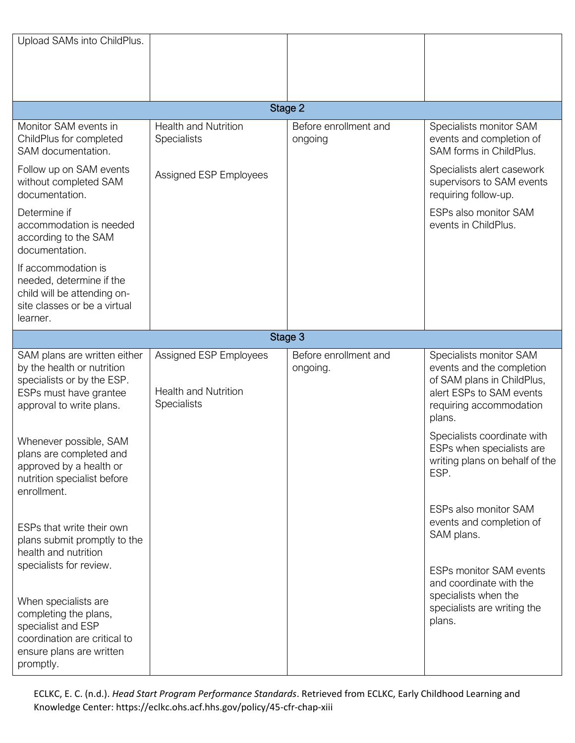| | | | |
|---|---|---|---|
| Upload SAMs into ChildPlus. | | | |
| **Stage 2** | | | |
| Monitor SAM events in ChildPlus for completed SAM documentation.<br><br>Follow up on SAM events without completed SAM documentation.<br><br>Determine if accommodation is needed according to the SAM documentation.<br><br>If accommodation is needed, determine if the child will be attending on-site classes or be a virtual learner. | Health and Nutrition Specialists<br><br>Assigned ESP Employees | Before enrollment and ongoing | Specialists monitor SAM events and completion of SAM forms in ChildPlus.<br><br>Specialists alert casework supervisors to SAM events requiring follow-up.<br><br>ESPs also monitor SAM events in ChildPlus. |
| **Stage 3** | | | |
| SAM plans are written either by the health or nutrition specialists or by the ESP. ESPs must have grantee approval to write plans.<br><br>Whenever possible, SAM plans are completed and approved by a health or nutrition specialist before enrollment.<br><br>ESPs that write their own plans submit promptly to the health and nutrition specialists for review.<br><br>When specialists are completing the plans, specialist and ESP coordination are critical to ensure plans are written promptly. | Assigned ESP Employees<br><br>Health and Nutrition Specialists | Before enrollment and ongoing. | Specialists monitor SAM events and the completion of SAM plans in ChildPlus, alert ESPs to SAM events requiring accommodation plans.<br><br>Specialists coordinate with ESPs when specialists are writing plans on behalf of the ESP.<br><br>ESPs also monitor SAM events and completion of SAM plans.<br><br>ESPs monitor SAM events and coordinate with the specialists when the specialists are writing the plans. |

ECLKC, E. C. (n.d.). *Head Start Program Performance Standards*. Retrieved from ECLKC, Early Childhood Learning and Knowledge Center: https://eclkc.ohs.acf.hhs.gov/policy/45-cfr-chap-xiii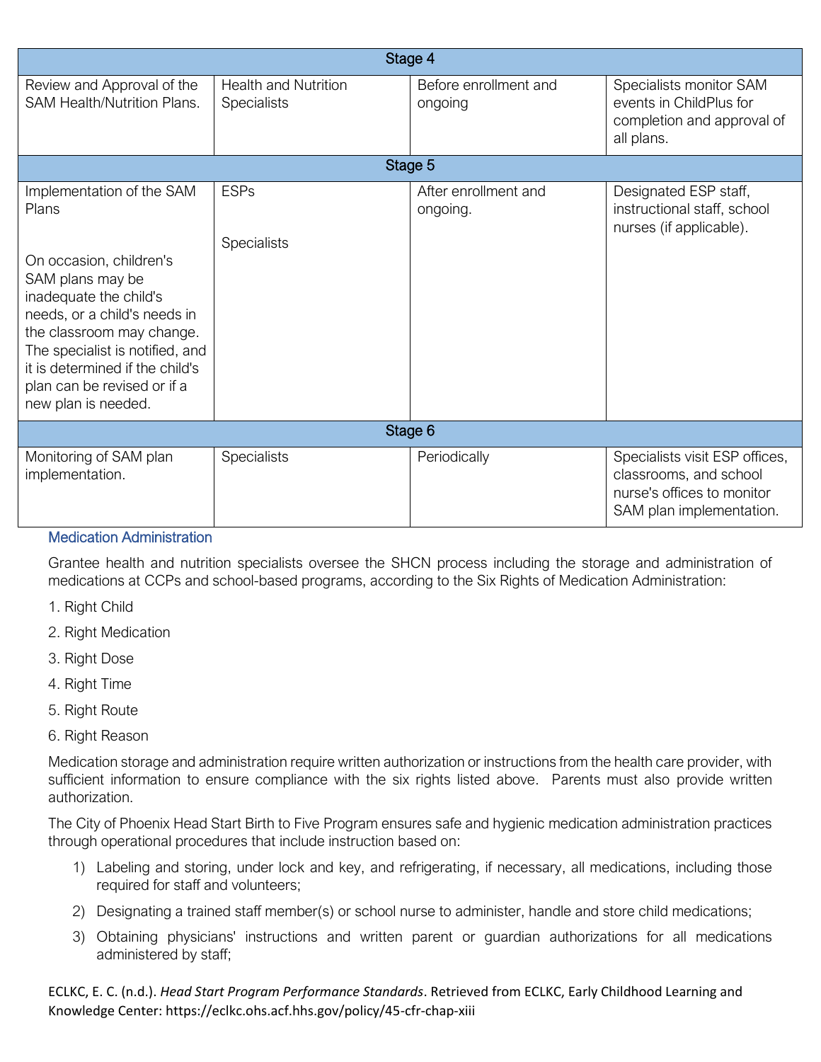| Stage 4 | | | |
|---|---|---|---|
| Review and Approval of the SAM Health/Nutrition Plans. | Health and Nutrition Specialists | Before enrollment and ongoing | Specialists monitor SAM events in ChildPlus for completion and approval of all plans. |
| **Stage 5** | | | |
| Implementation of the SAM Plans<br><br>On occasion, children's SAM plans may be inadequate the child's needs, or a child's needs in the classroom may change. The specialist is notified, and it is determined if the child's plan can be revised or if a new plan is needed. | ESPs<br><br>Specialists | After enrollment and ongoing. | Designated ESP staff, instructional staff, school nurses (if applicable). |
| **Stage 6** | | | |
| Monitoring of SAM plan implementation. | Specialists | Periodically | Specialists visit ESP offices, classrooms, and school nurse's offices to monitor SAM plan implementation. |

### Medication Administration

Grantee health and nutrition specialists oversee the SHCN process including the storage and administration of medications at CCPs and school-based programs, according to the Six Rights of Medication Administration:

1. Right Child
2. Right Medication
3. Right Dose
4. Right Time
5. Right Route
6. Right Reason

Medication storage and administration require written authorization or instructions from the health care provider, with sufficient information to ensure compliance with the six rights listed above. Parents must also provide written authorization.

The City of Phoenix Head Start Birth to Five Program ensures safe and hygienic medication administration practices through operational procedures that include instruction based on:

1) Labeling and storing, under lock and key, and refrigerating, if necessary, all medications, including those required for staff and volunteers;
2) Designating a trained staff member(s) or school nurse to administer, handle and store child medications;
3) Obtaining physicians' instructions and written parent or guardian authorizations for all medications administered by staff;

ECLKC, E. C. (n.d.). *Head Start Program Performance Standards*. Retrieved from ECLKC, Early Childhood Learning and Knowledge Center: https://eclkc.ohs.acf.hhs.gov/policy/45-cfr-chap-xiii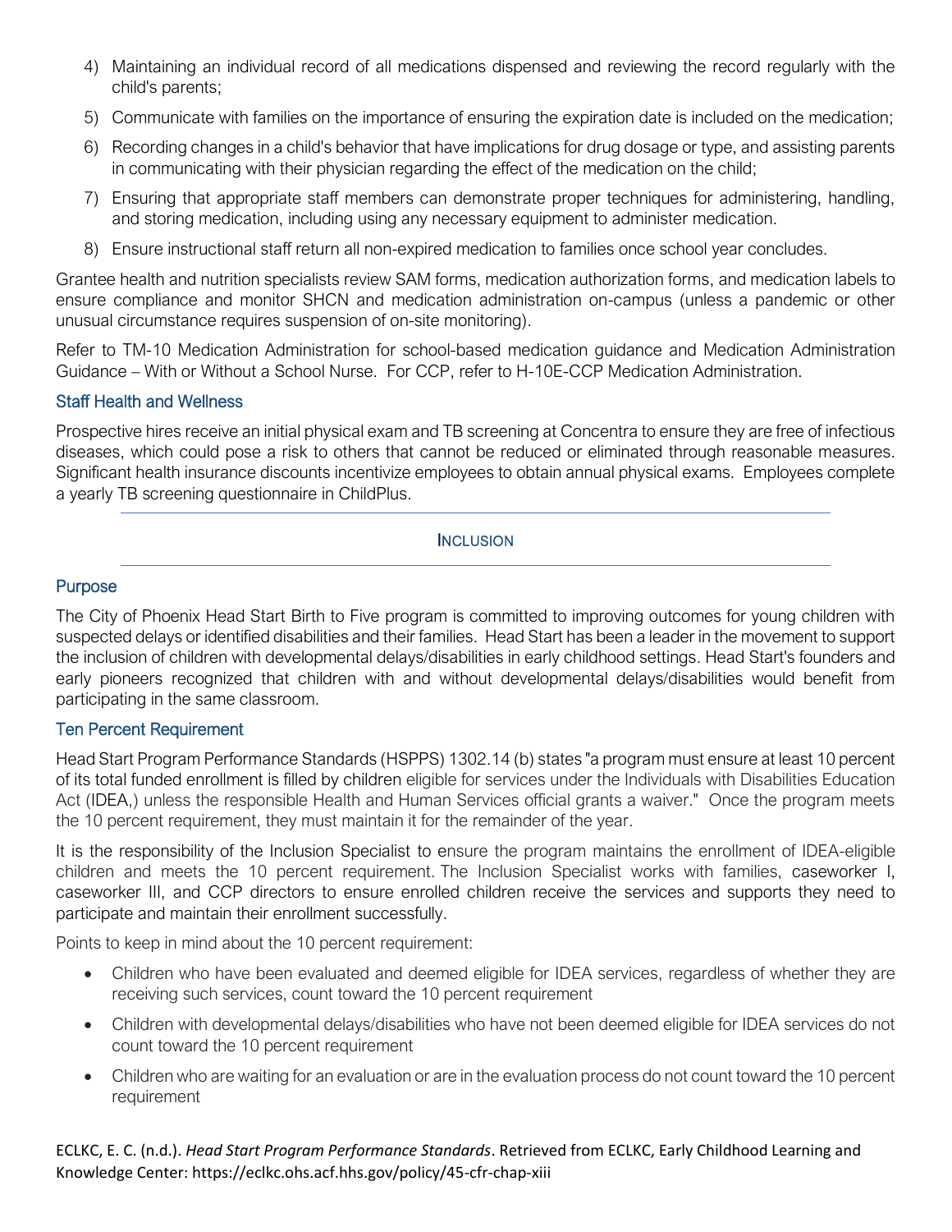4) Maintaining an individual record of all medications dispensed and reviewing the record regularly with the child's parents;
5) Communicate with families on the importance of ensuring the expiration date is included on the medication;
6) Recording changes in a child's behavior that have implications for drug dosage or type, and assisting parents in communicating with their physician regarding the effect of the medication on the child;
7) Ensuring that appropriate staff members can demonstrate proper techniques for administering, handling, and storing medication, including using any necessary equipment to administer medication.
8) Ensure instructional staff return all non-expired medication to families once school year concludes.

Grantee health and nutrition specialists review SAM forms, medication authorization forms, and medication labels to ensure compliance and monitor SHCN and medication administration on-campus (unless a pandemic or other unusual circumstance requires suspension of on-site monitoring).

Refer to TM-10 Medication Administration for school-based medication guidance and Medication Administration Guidance – With or Without a School Nurse. For CCP, refer to H-10E-CCP Medication Administration.

### Staff Health and Wellness

Prospective hires receive an initial physical exam and TB screening at Concentra to ensure they are free of infectious diseases, which could pose a risk to others that cannot be reduced or eliminated through reasonable measures. Significant health insurance discounts incentivize employees to obtain annual physical exams. Employees complete a yearly TB screening questionnaire in ChildPlus.

## INCLUSION

### Purpose

The City of Phoenix Head Start Birth to Five program is committed to improving outcomes for young children with suspected delays or identified disabilities and their families. Head Start has been a leader in the movement to support the inclusion of children with developmental delays/disabilities in early childhood settings. Head Start's founders and early pioneers recognized that children with and without developmental delays/disabilities would benefit from participating in the same classroom.

### Ten Percent Requirement

Head Start Program Performance Standards (HSPPS) 1302.14 (b) states "a program must ensure at least 10 percent of its total funded enrollment is filled by children eligible for services under the Individuals with Disabilities Education Act (IDEA,) unless the responsible Health and Human Services official grants a waiver." Once the program meets the 10 percent requirement, they must maintain it for the remainder of the year.

It is the responsibility of the Inclusion Specialist to ensure the program maintains the enrollment of IDEA-eligible children and meets the 10 percent requirement. The Inclusion Specialist works with families, caseworker I, caseworker III, and CCP directors to ensure enrolled children receive the services and supports they need to participate and maintain their enrollment successfully.

Points to keep in mind about the 10 percent requirement:

- Children who have been evaluated and deemed eligible for IDEA services, regardless of whether they are receiving such services, count toward the 10 percent requirement
- Children with developmental delays/disabilities who have not been deemed eligible for IDEA services do not count toward the 10 percent requirement
- Children who are waiting for an evaluation or are in the evaluation process do not count toward the 10 percent requirement

ECLKC, E. C. (n.d.). *Head Start Program Performance Standards*. Retrieved from ECLKC, Early Childhood Learning and Knowledge Center: https://eclkc.ohs.acf.hhs.gov/policy/45-cfr-chap-xiii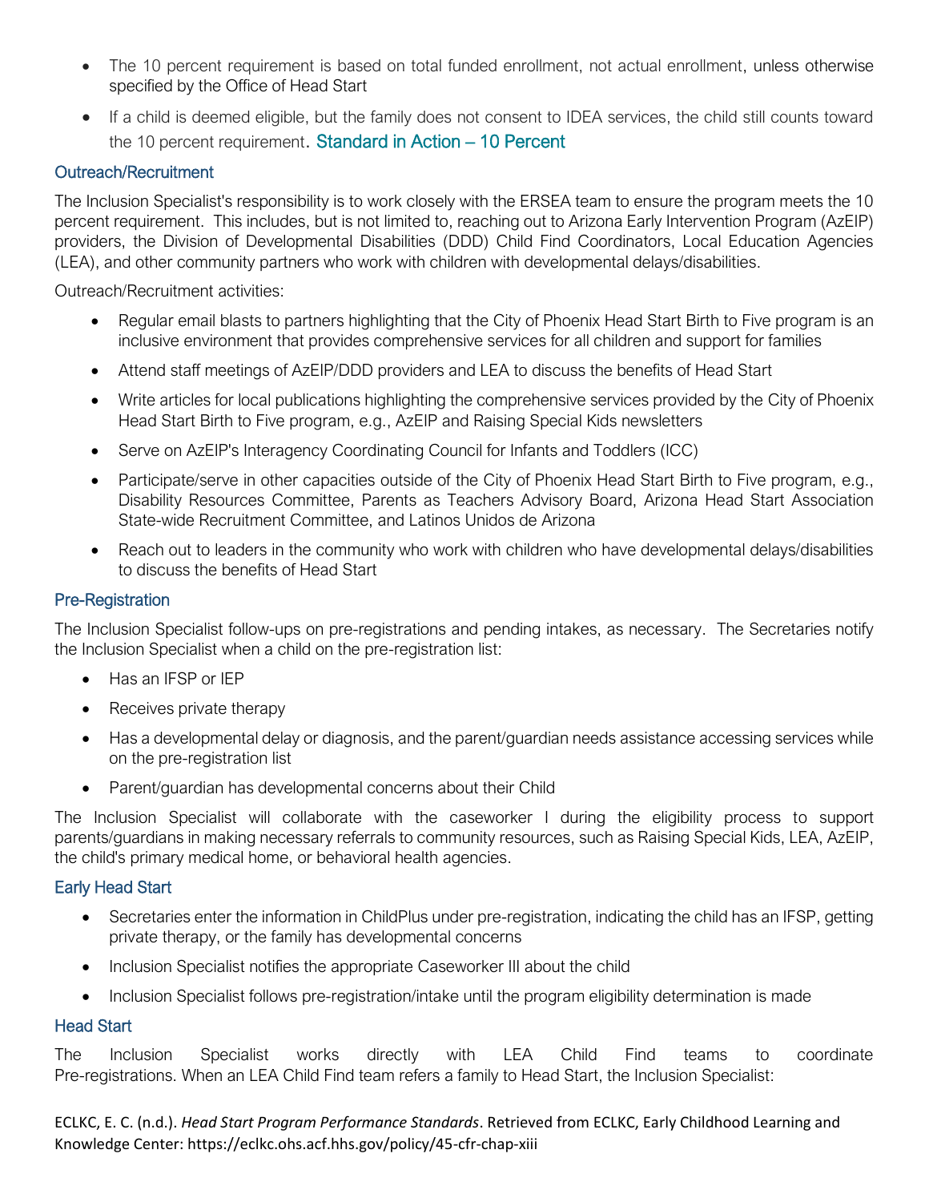- The 10 percent requirement is based on total funded enrollment, not actual enrollment, unless otherwise specified by the Office of Head Start
- If a child is deemed eligible, but the family does not consent to IDEA services, the child still counts toward the 10 percent requirement. Standard in Action – 10 Percent

### Outreach/Recruitment

The Inclusion Specialist's responsibility is to work closely with the ERSEA team to ensure the program meets the 10 percent requirement. This includes, but is not limited to, reaching out to Arizona Early Intervention Program (AzEIP) providers, the Division of Developmental Disabilities (DDD) Child Find Coordinators, Local Education Agencies (LEA), and other community partners who work with children with developmental delays/disabilities.

Outreach/Recruitment activities:

- Regular email blasts to partners highlighting that the City of Phoenix Head Start Birth to Five program is an inclusive environment that provides comprehensive services for all children and support for families
- Attend staff meetings of AzEIP/DDD providers and LEA to discuss the benefits of Head Start
- Write articles for local publications highlighting the comprehensive services provided by the City of Phoenix Head Start Birth to Five program, e.g., AzEIP and Raising Special Kids newsletters
- Serve on AzEIP's Interagency Coordinating Council for Infants and Toddlers (ICC)
- Participate/serve in other capacities outside of the City of Phoenix Head Start Birth to Five program, e.g., Disability Resources Committee, Parents as Teachers Advisory Board, Arizona Head Start Association State-wide Recruitment Committee, and Latinos Unidos de Arizona
- Reach out to leaders in the community who work with children who have developmental delays/disabilities to discuss the benefits of Head Start

### Pre-Registration

The Inclusion Specialist follow-ups on pre-registrations and pending intakes, as necessary. The Secretaries notify the Inclusion Specialist when a child on the pre-registration list:

- Has an IFSP or IEP
- Receives private therapy
- Has a developmental delay or diagnosis, and the parent/guardian needs assistance accessing services while on the pre-registration list
- Parent/guardian has developmental concerns about their Child

The Inclusion Specialist will collaborate with the caseworker I during the eligibility process to support parents/guardians in making necessary referrals to community resources, such as Raising Special Kids, LEA, AzEIP, the child's primary medical home, or behavioral health agencies.

### Early Head Start

- Secretaries enter the information in ChildPlus under pre-registration, indicating the child has an IFSP, getting private therapy, or the family has developmental concerns
- Inclusion Specialist notifies the appropriate Caseworker III about the child
- Inclusion Specialist follows pre-registration/intake until the program eligibility determination is made

### Head Start

The Inclusion Specialist works directly with LEA Child Find teams to coordinate Pre-registrations. When an LEA Child Find team refers a family to Head Start, the Inclusion Specialist:

ECLKC, E. C. (n.d.). *Head Start Program Performance Standards*. Retrieved from ECLKC, Early Childhood Learning and Knowledge Center: https://eclkc.ohs.acf.hhs.gov/policy/45-cfr-chap-xiii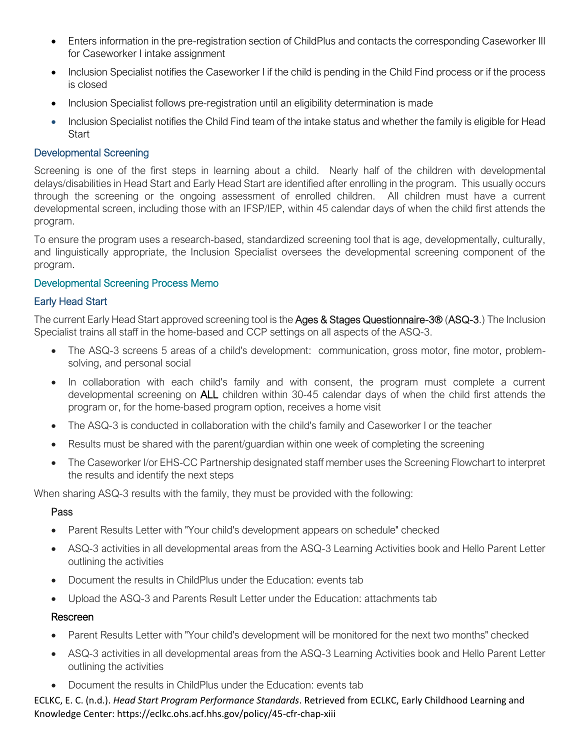- Enters information in the pre-registration section of ChildPlus and contacts the corresponding Caseworker III for Caseworker I intake assignment
- Inclusion Specialist notifies the Caseworker I if the child is pending in the Child Find process or if the process is closed
- Inclusion Specialist follows pre-registration until an eligibility determination is made
- Inclusion Specialist notifies the Child Find team of the intake status and whether the family is eligible for Head Start

### Developmental Screening

Screening is one of the first steps in learning about a child. Nearly half of the children with developmental delays/disabilities in Head Start and Early Head Start are identified after enrolling in the program. This usually occurs through the screening or the ongoing assessment of enrolled children. All children must have a current developmental screen, including those with an IFSP/IEP, within 45 calendar days of when the child first attends the program.

To ensure the program uses a research-based, standardized screening tool that is age, developmentally, culturally, and linguistically appropriate, the Inclusion Specialist oversees the developmental screening component of the program.

### Developmental Screening Process Memo

### Early Head Start

The current Early Head Start approved screening tool is the **Ages & Stages Questionnaire-3®** (**ASQ-3**.) The Inclusion Specialist trains all staff in the home-based and CCP settings on all aspects of the ASQ-3.

- The ASQ-3 screens 5 areas of a child's development: communication, gross motor, fine motor, problem-solving, and personal social
- In collaboration with each child's family and with consent, the program must complete a current developmental screening on **ALL** children within 30-45 calendar days of when the child first attends the program or, for the home-based program option, receives a home visit
- The ASQ-3 is conducted in collaboration with the child's family and Caseworker I or the teacher
- Results must be shared with the parent/guardian within one week of completing the screening
- The Caseworker I/or EHS-CC Partnership designated staff member uses the Screening Flowchart to interpret the results and identify the next steps

When sharing ASQ-3 results with the family, they must be provided with the following:

Pass

- Parent Results Letter with "Your child's development appears on schedule" checked
- ASQ-3 activities in all developmental areas from the ASQ-3 Learning Activities book and Hello Parent Letter outlining the activities
- Document the results in ChildPlus under the Education: events tab
- Upload the ASQ-3 and Parents Result Letter under the Education: attachments tab

Rescreen

- Parent Results Letter with "Your child's development will be monitored for the next two months" checked
- ASQ-3 activities in all developmental areas from the ASQ-3 Learning Activities book and Hello Parent Letter outlining the activities
- Document the results in ChildPlus under the Education: events tab

ECLKC, E. C. (n.d.). *Head Start Program Performance Standards*. Retrieved from ECLKC, Early Childhood Learning and Knowledge Center: https://eclkc.ohs.acf.hhs.gov/policy/45-cfr-chap-xiii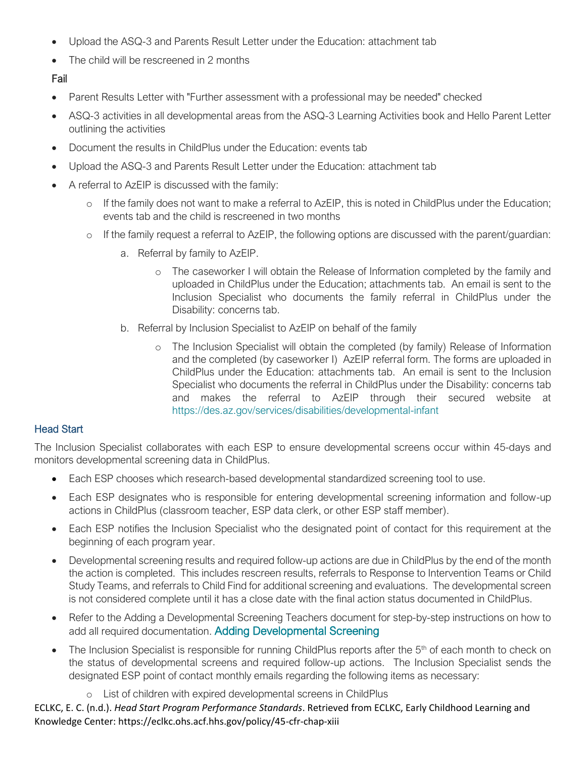- Upload the ASQ-3 and Parents Result Letter under the Education: attachment tab
- The child will be rescreened in 2 months

Fail

- Parent Results Letter with "Further assessment with a professional may be needed" checked
- ASQ-3 activities in all developmental areas from the ASQ-3 Learning Activities book and Hello Parent Letter outlining the activities
- Document the results in ChildPlus under the Education: events tab
- Upload the ASQ-3 and Parents Result Letter under the Education: attachment tab
- A referral to AzEIP is discussed with the family:
  - If the family does not want to make a referral to AzEIP, this is noted in ChildPlus under the Education; events tab and the child is rescreened in two months
  - If the family request a referral to AzEIP, the following options are discussed with the parent/guardian:
    a. Referral by family to AzEIP.
       - The caseworker I will obtain the Release of Information completed by the family and uploaded in ChildPlus under the Education; attachments tab. An email is sent to the Inclusion Specialist who documents the family referral in ChildPlus under the Disability: concerns tab.

    b. Referral by Inclusion Specialist to AzEIP on behalf of the family
       - The Inclusion Specialist will obtain the completed (by family) Release of Information and the completed (by caseworker I) AzEIP referral form. The forms are uploaded in ChildPlus under the Education: attachments tab. An email is sent to the Inclusion Specialist who documents the referral in ChildPlus under the Disability: concerns tab and makes the referral to AzEIP through their secured website at https://des.az.gov/services/disabilities/developmental-infant

## Head Start

The Inclusion Specialist collaborates with each ESP to ensure developmental screens occur within 45-days and monitors developmental screening data in ChildPlus.

- Each ESP chooses which research-based developmental standardized screening tool to use.
- Each ESP designates who is responsible for entering developmental screening information and follow-up actions in ChildPlus (classroom teacher, ESP data clerk, or other ESP staff member).
- Each ESP notifies the Inclusion Specialist who the designated point of contact for this requirement at the beginning of each program year.
- Developmental screening results and required follow-up actions are due in ChildPlus by the end of the month the action is completed. This includes rescreen results, referrals to Response to Intervention Teams or Child Study Teams, and referrals to Child Find for additional screening and evaluations. The developmental screen is not considered complete until it has a close date with the final action status documented in ChildPlus.
- Refer to the Adding a Developmental Screening Teachers document for step-by-step instructions on how to add all required documentation. Adding Developmental Screening
- The Inclusion Specialist is responsible for running ChildPlus reports after the 5th of each month to check on the status of developmental screens and required follow-up actions. The Inclusion Specialist sends the designated ESP point of contact monthly emails regarding the following items as necessary:
  - List of children with expired developmental screens in ChildPlus

ECLKC, E. C. (n.d.). *Head Start Program Performance Standards*. Retrieved from ECLKC, Early Childhood Learning and Knowledge Center: https://eclkc.ohs.acf.hhs.gov/policy/45-cfr-chap-xiii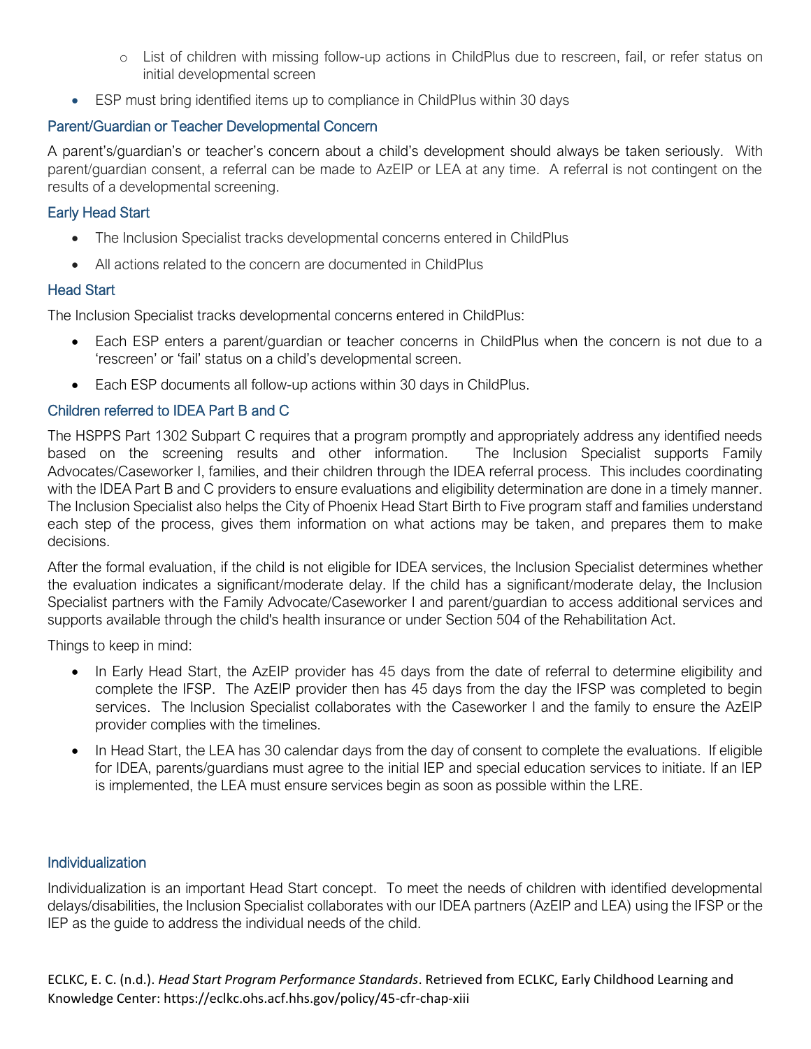- List of children with missing follow-up actions in ChildPlus due to rescreen, fail, or refer status on initial developmental screen
- ESP must bring identified items up to compliance in ChildPlus within 30 days

### Parent/Guardian or Teacher Developmental Concern

A parent's/guardian's or teacher's concern about a child's development should always be taken seriously. With parent/guardian consent, a referral can be made to AzEIP or LEA at any time. A referral is not contingent on the results of a developmental screening.

### Early Head Start

- The Inclusion Specialist tracks developmental concerns entered in ChildPlus
- All actions related to the concern are documented in ChildPlus

### Head Start

The Inclusion Specialist tracks developmental concerns entered in ChildPlus:

- Each ESP enters a parent/guardian or teacher concerns in ChildPlus when the concern is not due to a 'rescreen' or 'fail' status on a child's developmental screen.
- Each ESP documents all follow-up actions within 30 days in ChildPlus.

### Children referred to IDEA Part B and C

The HSPPS Part 1302 Subpart C requires that a program promptly and appropriately address any identified needs based on the screening results and other information. The Inclusion Specialist supports Family Advocates/Caseworker I, families, and their children through the IDEA referral process. This includes coordinating with the IDEA Part B and C providers to ensure evaluations and eligibility determination are done in a timely manner. The Inclusion Specialist also helps the City of Phoenix Head Start Birth to Five program staff and families understand each step of the process, gives them information on what actions may be taken, and prepares them to make decisions.

After the formal evaluation, if the child is not eligible for IDEA services, the Inclusion Specialist determines whether the evaluation indicates a significant/moderate delay. If the child has a significant/moderate delay, the Inclusion Specialist partners with the Family Advocate/Caseworker I and parent/guardian to access additional services and supports available through the child's health insurance or under Section 504 of the Rehabilitation Act.

Things to keep in mind:

- In Early Head Start, the AzEIP provider has 45 days from the date of referral to determine eligibility and complete the IFSP. The AzEIP provider then has 45 days from the day the IFSP was completed to begin services. The Inclusion Specialist collaborates with the Caseworker I and the family to ensure the AzEIP provider complies with the timelines.
- In Head Start, the LEA has 30 calendar days from the day of consent to complete the evaluations. If eligible for IDEA, parents/guardians must agree to the initial IEP and special education services to initiate. If an IEP is implemented, the LEA must ensure services begin as soon as possible within the LRE.

### Individualization

Individualization is an important Head Start concept. To meet the needs of children with identified developmental delays/disabilities, the Inclusion Specialist collaborates with our IDEA partners (AzEIP and LEA) using the IFSP or the IEP as the guide to address the individual needs of the child.

ECLKC, E. C. (n.d.). *Head Start Program Performance Standards*. Retrieved from ECLKC, Early Childhood Learning and Knowledge Center: https://eclkc.ohs.acf.hhs.gov/policy/45-cfr-chap-xiii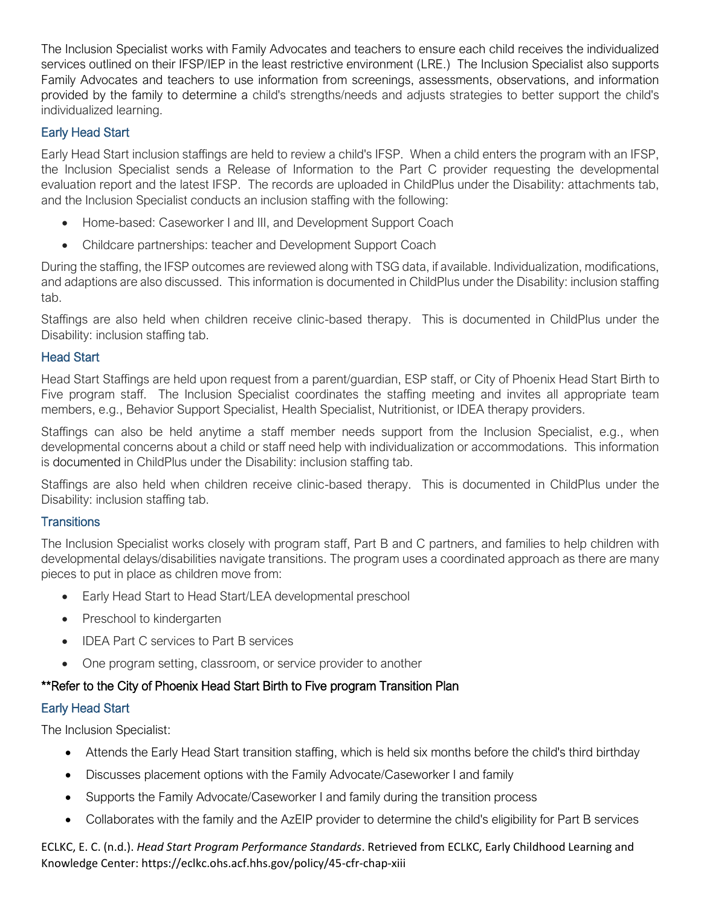The Inclusion Specialist works with Family Advocates and teachers to ensure each child receives the individualized services outlined on their IFSP/IEP in the least restrictive environment (LRE.) The Inclusion Specialist also supports Family Advocates and teachers to use information from screenings, assessments, observations, and information provided by the family to determine a child's strengths/needs and adjusts strategies to better support the child's individualized learning.

### Early Head Start

Early Head Start inclusion staffings are held to review a child's IFSP. When a child enters the program with an IFSP, the Inclusion Specialist sends a Release of Information to the Part C provider requesting the developmental evaluation report and the latest IFSP. The records are uploaded in ChildPlus under the Disability: attachments tab, and the Inclusion Specialist conducts an inclusion staffing with the following:

- Home-based: Caseworker I and III, and Development Support Coach
- Childcare partnerships: teacher and Development Support Coach

During the staffing, the IFSP outcomes are reviewed along with TSG data, if available. Individualization, modifications, and adaptions are also discussed. This information is documented in ChildPlus under the Disability: inclusion staffing tab.

Staffings are also held when children receive clinic-based therapy. This is documented in ChildPlus under the Disability: inclusion staffing tab.

### Head Start

Head Start Staffings are held upon request from a parent/guardian, ESP staff, or City of Phoenix Head Start Birth to Five program staff. The Inclusion Specialist coordinates the staffing meeting and invites all appropriate team members, e.g., Behavior Support Specialist, Health Specialist, Nutritionist, or IDEA therapy providers.

Staffings can also be held anytime a staff member needs support from the Inclusion Specialist, e.g., when developmental concerns about a child or staff need help with individualization or accommodations. This information is documented in ChildPlus under the Disability: inclusion staffing tab.

Staffings are also held when children receive clinic-based therapy. This is documented in ChildPlus under the Disability: inclusion staffing tab.

### Transitions

The Inclusion Specialist works closely with program staff, Part B and C partners, and families to help children with developmental delays/disabilities navigate transitions. The program uses a coordinated approach as there are many pieces to put in place as children move from:

- Early Head Start to Head Start/LEA developmental preschool
- Preschool to kindergarten
- IDEA Part C services to Part B services
- One program setting, classroom, or service provider to another

**\*\*Refer to the City of Phoenix Head Start Birth to Five program Transition Plan**

### Early Head Start

The Inclusion Specialist:

- Attends the Early Head Start transition staffing, which is held six months before the child's third birthday
- Discusses placement options with the Family Advocate/Caseworker I and family
- Supports the Family Advocate/Caseworker I and family during the transition process
- Collaborates with the family and the AzEIP provider to determine the child's eligibility for Part B services

ECLKC, E. C. (n.d.). *Head Start Program Performance Standards*. Retrieved from ECLKC, Early Childhood Learning and Knowledge Center: https://eclkc.ohs.acf.hhs.gov/policy/45-cfr-chap-xiii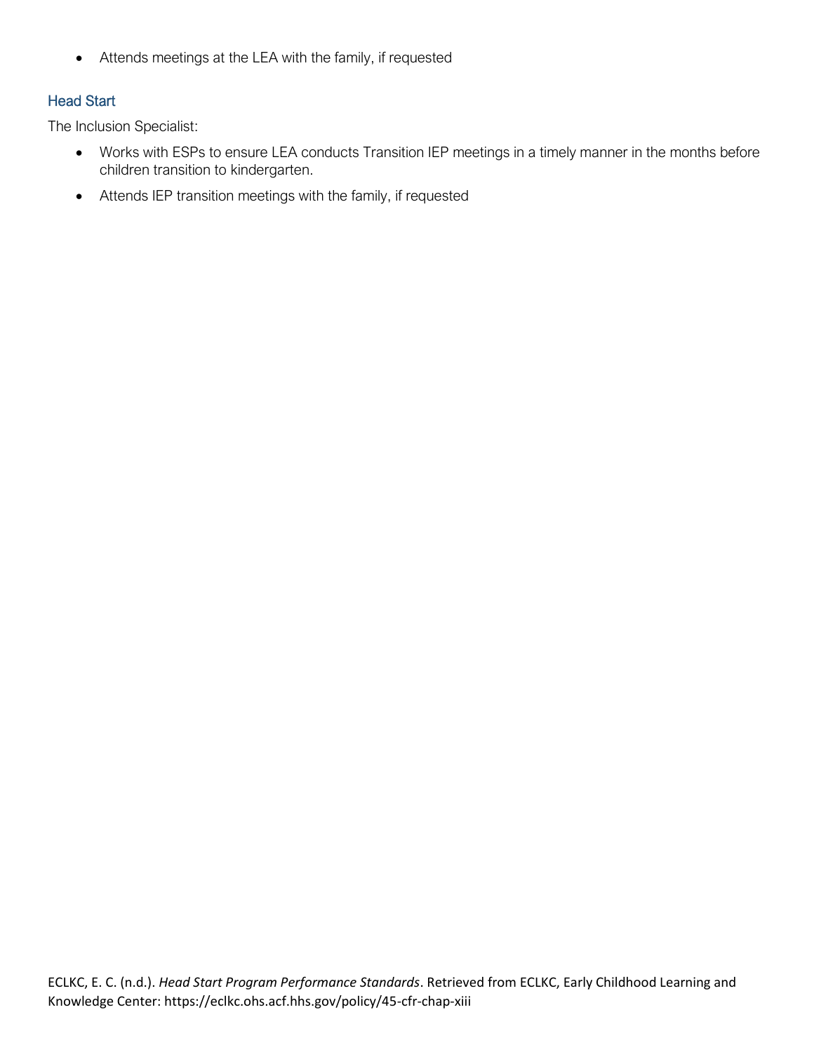- Attends meetings at the LEA with the family, if requested

### Head Start

The Inclusion Specialist:

- Works with ESPs to ensure LEA conducts Transition IEP meetings in a timely manner in the months before children transition to kindergarten.
- Attends IEP transition meetings with the family, if requested

ECLKC, E. C. (n.d.). *Head Start Program Performance Standards*. Retrieved from ECLKC, Early Childhood Learning and Knowledge Center: https://eclkc.ohs.acf.hhs.gov/policy/45-cfr-chap-xiii